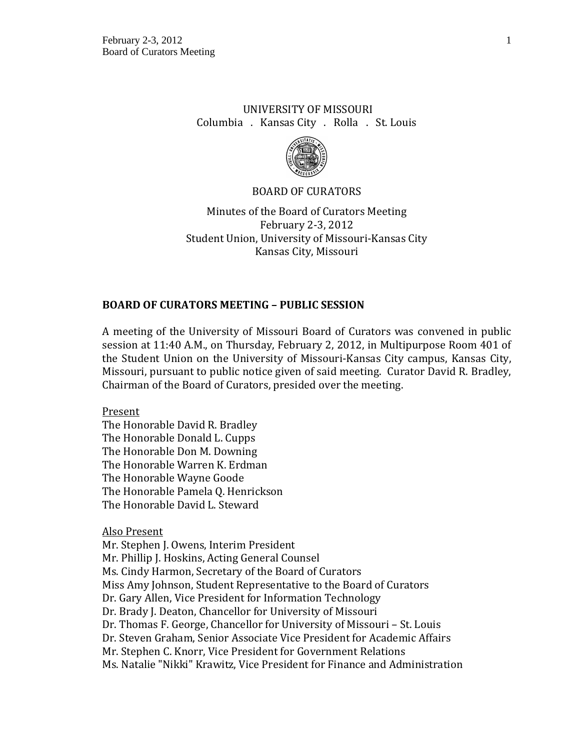UNIVERSITY OF MISSOURI
Columbia . Kansas City . Rolla . St. Louis

BOARD OF CURATORS

Minutes of the Board of Curators Meeting
February 2-3, 2012
Student Union, University of Missouri-Kansas City
Kansas City, Missouri

## BOARD OF CURATORS MEETING – PUBLIC SESSION

A meeting of the University of Missouri Board of Curators was convened in public session at 11:40 A.M., on Thursday, February 2, 2012, in Multipurpose Room 401 of the Student Union on the University of Missouri-Kansas City campus, Kansas City, Missouri, pursuant to public notice given of said meeting. Curator David R. Bradley, Chairman of the Board of Curators, presided over the meeting.

Present

The Honorable David R. Bradley
The Honorable Donald L. Cupps
The Honorable Don M. Downing
The Honorable Warren K. Erdman
The Honorable Wayne Goode
The Honorable Pamela Q. Henrickson
The Honorable David L. Steward

Also Present

Mr. Stephen J. Owens, Interim President
Mr. Phillip J. Hoskins, Acting General Counsel
Ms. Cindy Harmon, Secretary of the Board of Curators
Miss Amy Johnson, Student Representative to the Board of Curators
Dr. Gary Allen, Vice President for Information Technology
Dr. Brady J. Deaton, Chancellor for University of Missouri
Dr. Thomas F. George, Chancellor for University of Missouri – St. Louis
Dr. Steven Graham, Senior Associate Vice President for Academic Affairs
Mr. Stephen C. Knorr, Vice President for Government Relations
Ms. Natalie "Nikki" Krawitz, Vice President for Finance and Administration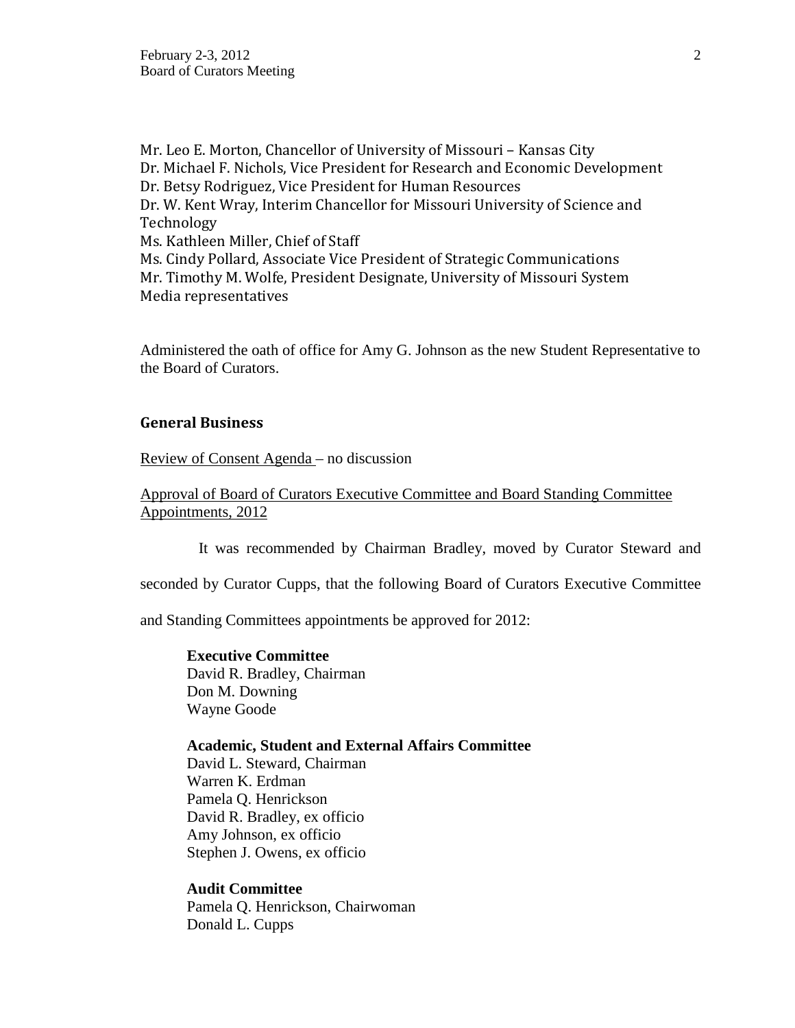Mr. Leo E. Morton, Chancellor of University of Missouri – Kansas City
Dr. Michael F. Nichols, Vice President for Research and Economic Development
Dr. Betsy Rodriguez, Vice President for Human Resources
Dr. W. Kent Wray, Interim Chancellor for Missouri University of Science and Technology
Ms. Kathleen Miller, Chief of Staff
Ms. Cindy Pollard, Associate Vice President of Strategic Communications
Mr. Timothy M. Wolfe, President Designate, University of Missouri System
Media representatives

Administered the oath of office for Amy G. Johnson as the new Student Representative to the Board of Curators.

## General Business

Review of Consent Agenda – no discussion

Approval of Board of Curators Executive Committee and Board Standing Committee Appointments, 2012

It was recommended by Chairman Bradley, moved by Curator Steward and seconded by Curator Cupps, that the following Board of Curators Executive Committee and Standing Committees appointments be approved for 2012:

**Executive Committee**
David R. Bradley, Chairman
Don M. Downing
Wayne Goode

**Academic, Student and External Affairs Committee**
David L. Steward, Chairman
Warren K. Erdman
Pamela Q. Henrickson
David R. Bradley, ex officio
Amy Johnson, ex officio
Stephen J. Owens, ex officio

**Audit Committee**
Pamela Q. Henrickson, Chairwoman
Donald L. Cupps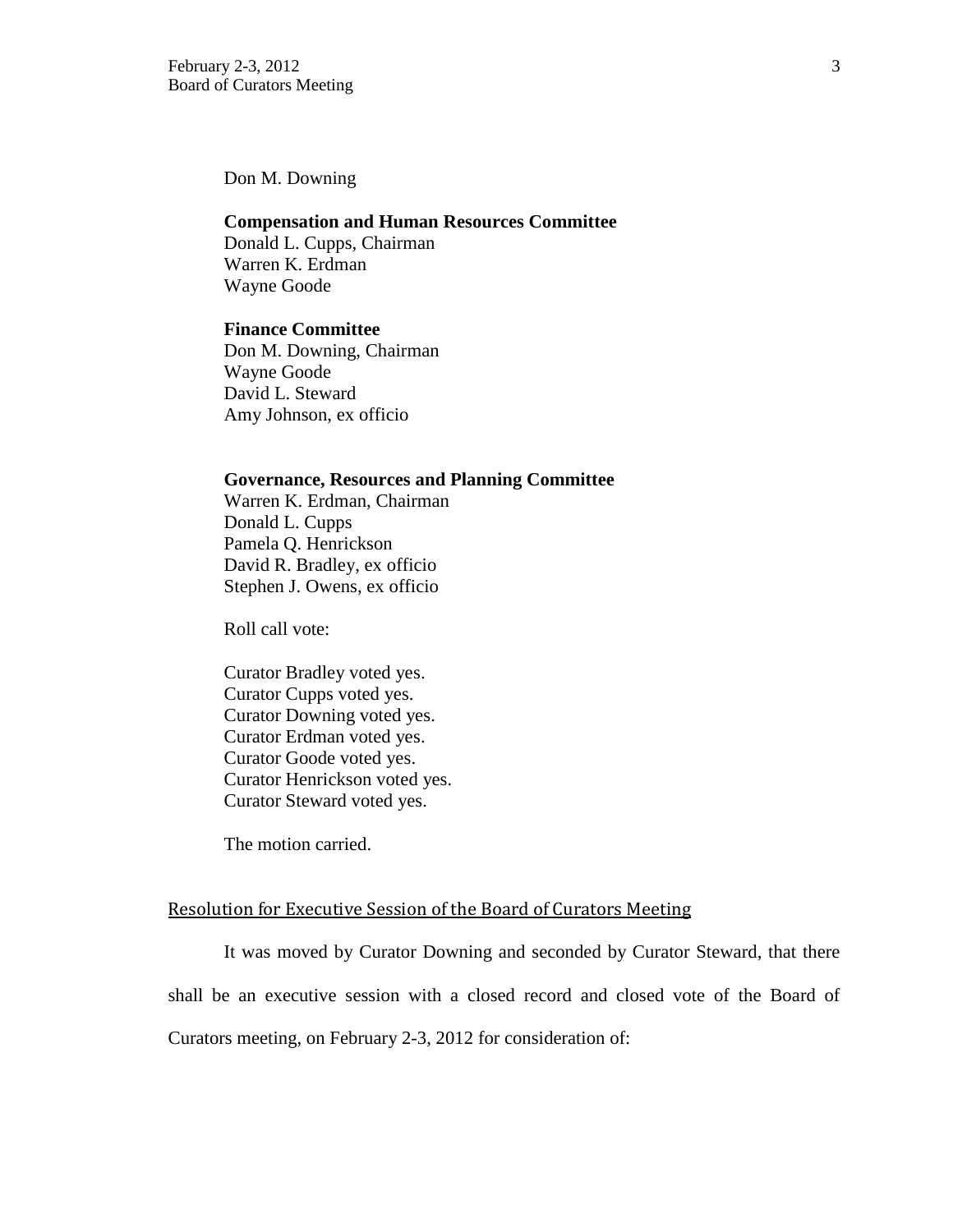Don M. Downing

**Compensation and Human Resources Committee**
Donald L. Cupps, Chairman
Warren K. Erdman
Wayne Goode

**Finance Committee**
Don M. Downing, Chairman
Wayne Goode
David L. Steward
Amy Johnson, ex officio

**Governance, Resources and Planning Committee**
Warren K. Erdman, Chairman
Donald L. Cupps
Pamela Q. Henrickson
David R. Bradley, ex officio
Stephen J. Owens, ex officio

Roll call vote:

Curator Bradley voted yes.
Curator Cupps voted yes.
Curator Downing voted yes.
Curator Erdman voted yes.
Curator Goode voted yes.
Curator Henrickson voted yes.
Curator Steward voted yes.

The motion carried.

<u>Resolution for Executive Session of the Board of Curators Meeting</u>

It was moved by Curator Downing and seconded by Curator Steward, that there shall be an executive session with a closed record and closed vote of the Board of Curators meeting, on February 2-3, 2012 for consideration of: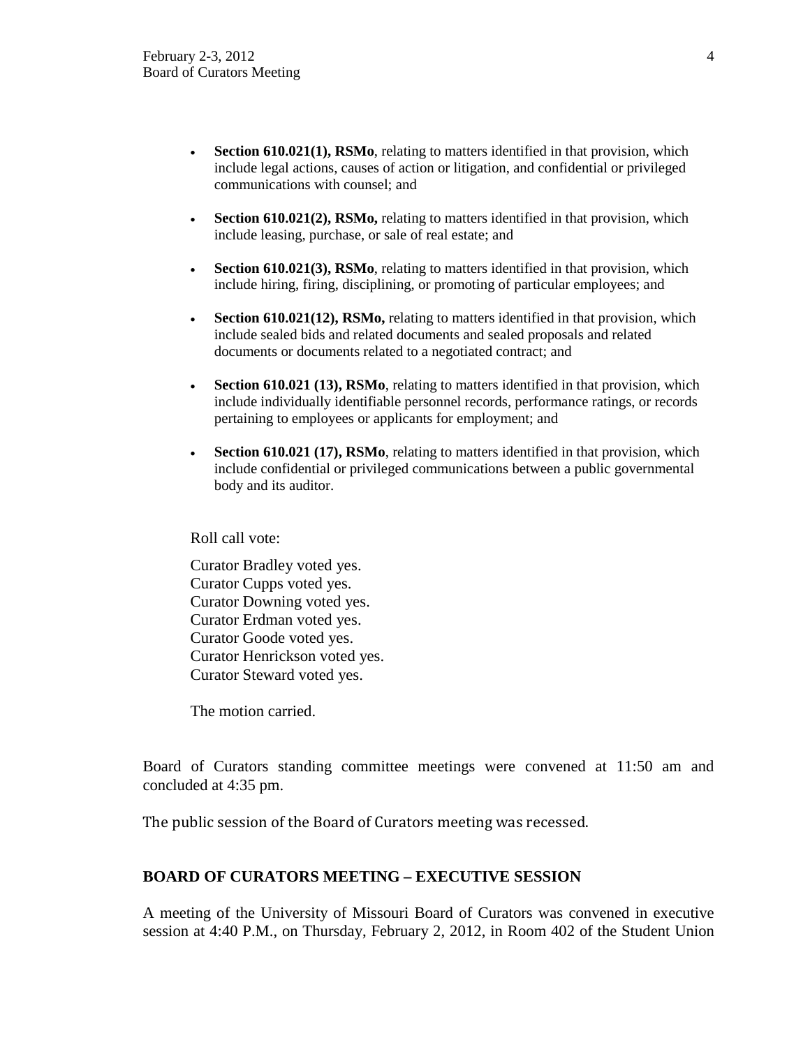- **Section 610.021(1), RSMo**, relating to matters identified in that provision, which include legal actions, causes of action or litigation, and confidential or privileged communications with counsel; and

- **Section 610.021(2), RSMo,** relating to matters identified in that provision, which include leasing, purchase, or sale of real estate; and

- **Section 610.021(3), RSMo**, relating to matters identified in that provision, which include hiring, firing, disciplining, or promoting of particular employees; and

- **Section 610.021(12), RSMo,** relating to matters identified in that provision, which include sealed bids and related documents and sealed proposals and related documents or documents related to a negotiated contract; and

- **Section 610.021 (13), RSMo**, relating to matters identified in that provision, which include individually identifiable personnel records, performance ratings, or records pertaining to employees or applicants for employment; and

- **Section 610.021 (17), RSMo**, relating to matters identified in that provision, which include confidential or privileged communications between a public governmental body and its auditor.

Roll call vote:

Curator Bradley voted yes.
Curator Cupps voted yes.
Curator Downing voted yes.
Curator Erdman voted yes.
Curator Goode voted yes.
Curator Henrickson voted yes.
Curator Steward voted yes.

The motion carried.

Board of Curators standing committee meetings were convened at 11:50 am and concluded at 4:35 pm.

The public session of the Board of Curators meeting was recessed.

**BOARD OF CURATORS MEETING – EXECUTIVE SESSION**

A meeting of the University of Missouri Board of Curators was convened in executive session at 4:40 P.M., on Thursday, February 2, 2012, in Room 402 of the Student Union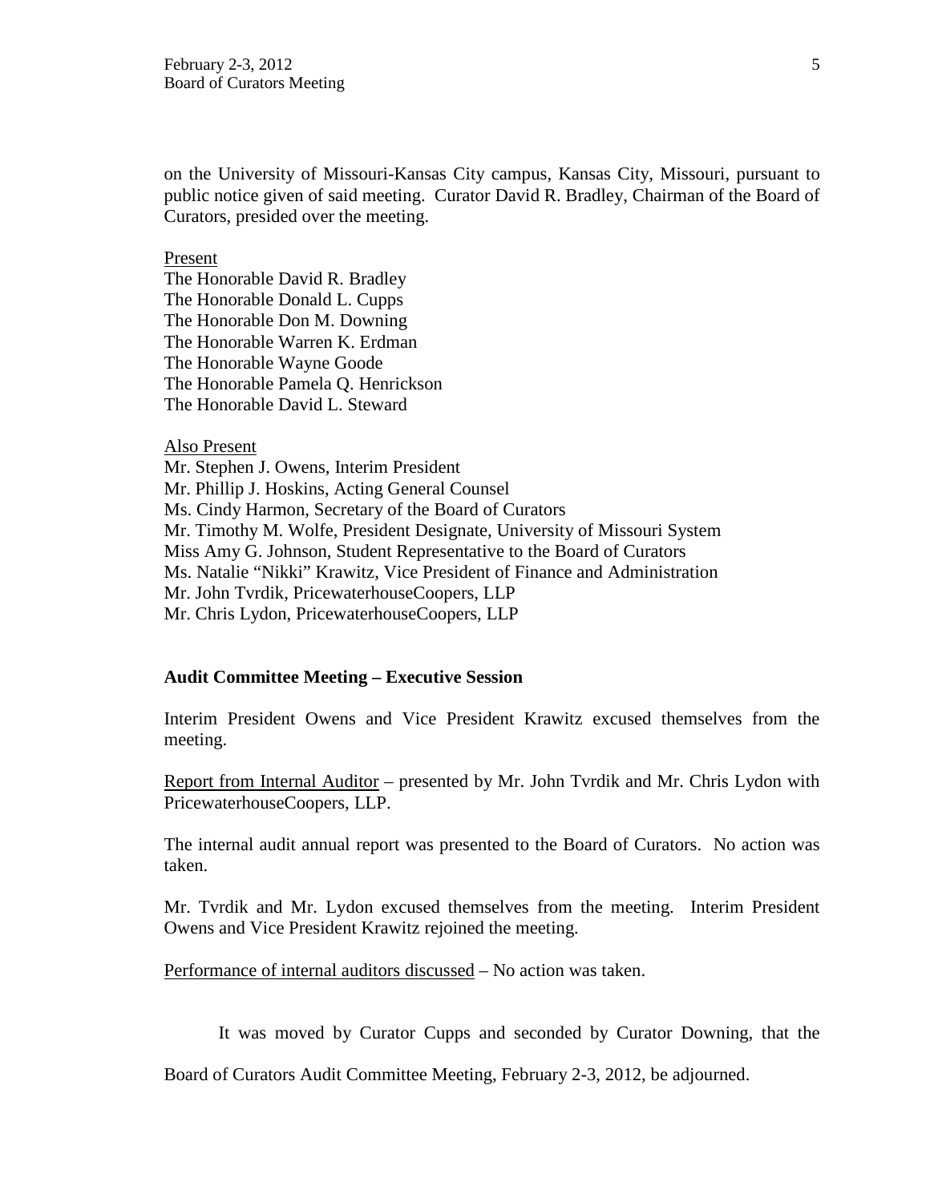on the University of Missouri-Kansas City campus, Kansas City, Missouri, pursuant to public notice given of said meeting. Curator David R. Bradley, Chairman of the Board of Curators, presided over the meeting.

<u>Present</u>
The Honorable David R. Bradley
The Honorable Donald L. Cupps
The Honorable Don M. Downing
The Honorable Warren K. Erdman
The Honorable Wayne Goode
The Honorable Pamela Q. Henrickson
The Honorable David L. Steward

<u>Also Present</u>
Mr. Stephen J. Owens, Interim President
Mr. Phillip J. Hoskins, Acting General Counsel
Ms. Cindy Harmon, Secretary of the Board of Curators
Mr. Timothy M. Wolfe, President Designate, University of Missouri System
Miss Amy G. Johnson, Student Representative to the Board of Curators
Ms. Natalie "Nikki" Krawitz, Vice President of Finance and Administration
Mr. John Tvrdik, PricewaterhouseCoopers, LLP
Mr. Chris Lydon, PricewaterhouseCoopers, LLP

**Audit Committee Meeting – Executive Session**

Interim President Owens and Vice President Krawitz excused themselves from the meeting.

<u>Report from Internal Auditor</u> – presented by Mr. John Tvrdik and Mr. Chris Lydon with PricewaterhouseCoopers, LLP.

The internal audit annual report was presented to the Board of Curators. No action was taken.

Mr. Tvrdik and Mr. Lydon excused themselves from the meeting. Interim President Owens and Vice President Krawitz rejoined the meeting.

<u>Performance of internal auditors discussed</u> – No action was taken.

It was moved by Curator Cupps and seconded by Curator Downing, that the Board of Curators Audit Committee Meeting, February 2-3, 2012, be adjourned.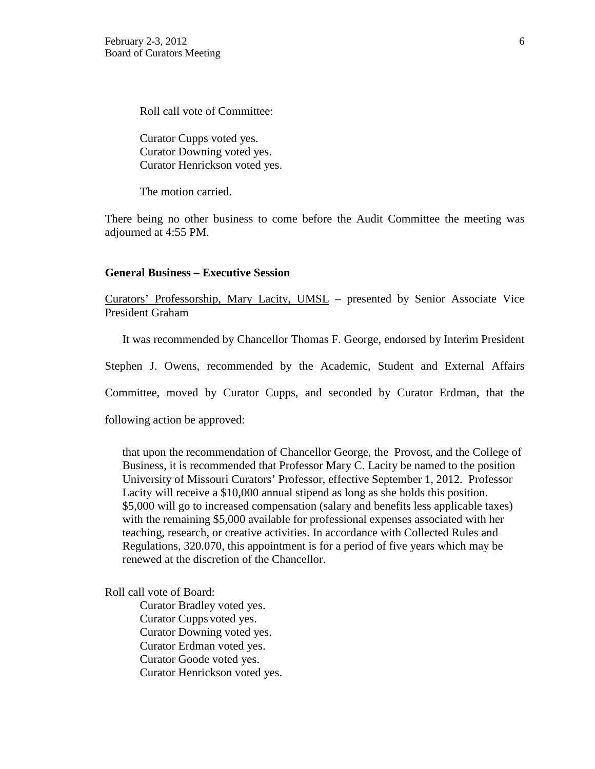Roll call vote of Committee:

Curator Cupps voted yes.
Curator Downing voted yes.
Curator Henrickson voted yes.

The motion carried.

There being no other business to come before the Audit Committee the meeting was adjourned at 4:55 PM.

**General Business – Executive Session**

Curators' Professorship, Mary Lacity, UMSL – presented by Senior Associate Vice President Graham

It was recommended by Chancellor Thomas F. George, endorsed by Interim President Stephen J. Owens, recommended by the Academic, Student and External Affairs Committee, moved by Curator Cupps, and seconded by Curator Erdman, that the following action be approved:

> that upon the recommendation of Chancellor George, the Provost, and the College of Business, it is recommended that Professor Mary C. Lacity be named to the position University of Missouri Curators' Professor, effective September 1, 2012. Professor Lacity will receive a $10,000 annual stipend as long as she holds this position. $5,000 will go to increased compensation (salary and benefits less applicable taxes) with the remaining $5,000 available for professional expenses associated with her teaching, research, or creative activities. In accordance with Collected Rules and Regulations, 320.070, this appointment is for a period of five years which may be renewed at the discretion of the Chancellor.

Roll call vote of Board:

Curator Bradley voted yes.
Curator Cupps voted yes.
Curator Downing voted yes.
Curator Erdman voted yes.
Curator Goode voted yes.
Curator Henrickson voted yes.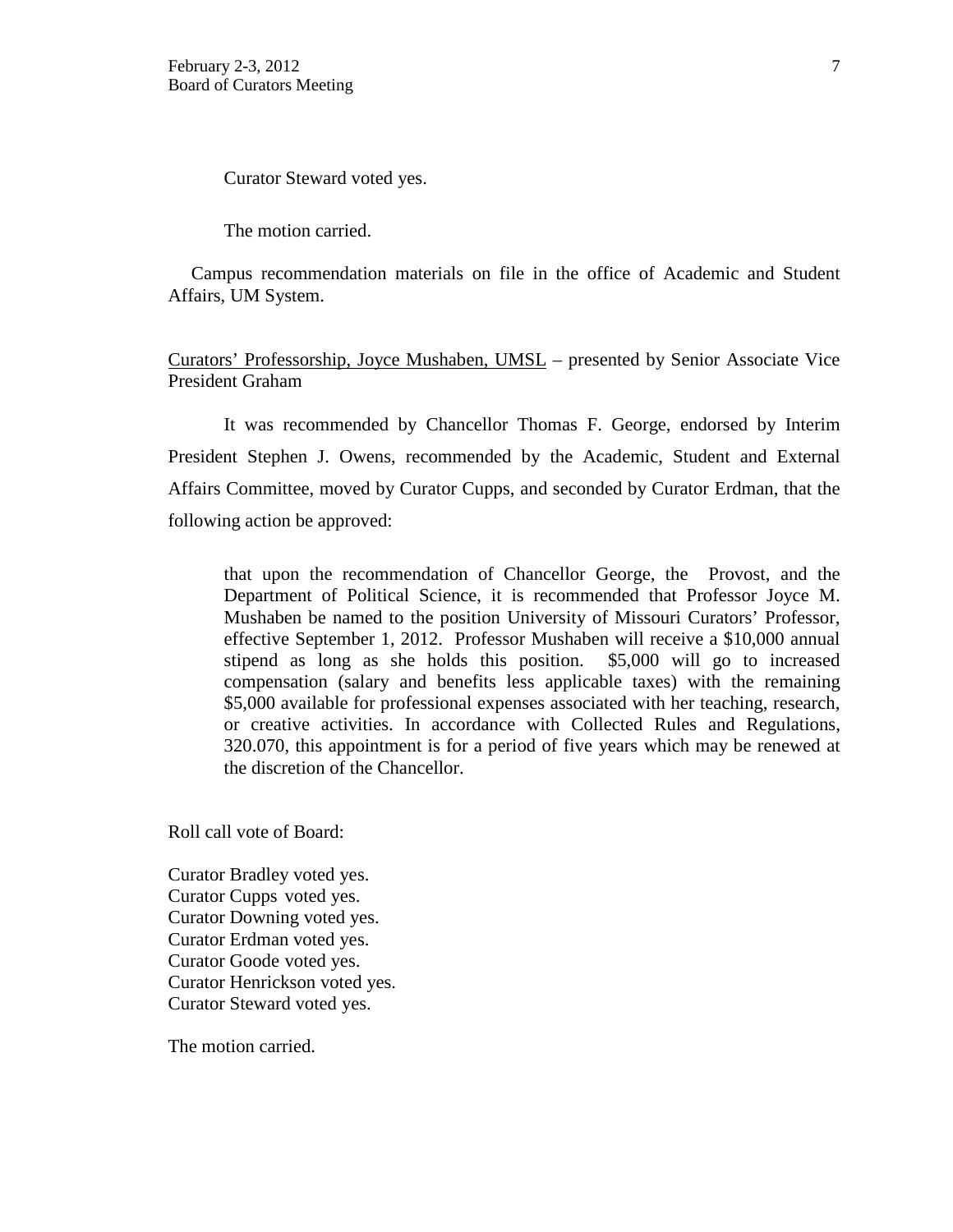Curator Steward voted yes.

The motion carried.

Campus recommendation materials on file in the office of Academic and Student Affairs, UM System.

Curators' Professorship, Joyce Mushaben, UMSL – presented by Senior Associate Vice President Graham

It was recommended by Chancellor Thomas F. George, endorsed by Interim President Stephen J. Owens, recommended by the Academic, Student and External Affairs Committee, moved by Curator Cupps, and seconded by Curator Erdman, that the following action be approved:

> that upon the recommendation of Chancellor George, the Provost, and the Department of Political Science, it is recommended that Professor Joyce M. Mushaben be named to the position University of Missouri Curators' Professor, effective September 1, 2012. Professor Mushaben will receive a $10,000 annual stipend as long as she holds this position. $5,000 will go to increased compensation (salary and benefits less applicable taxes) with the remaining $5,000 available for professional expenses associated with her teaching, research, or creative activities. In accordance with Collected Rules and Regulations, 320.070, this appointment is for a period of five years which may be renewed at the discretion of the Chancellor.

Roll call vote of Board:

Curator Bradley voted yes.
Curator Cupps voted yes.
Curator Downing voted yes.
Curator Erdman voted yes.
Curator Goode voted yes.
Curator Henrickson voted yes.
Curator Steward voted yes.

The motion carried.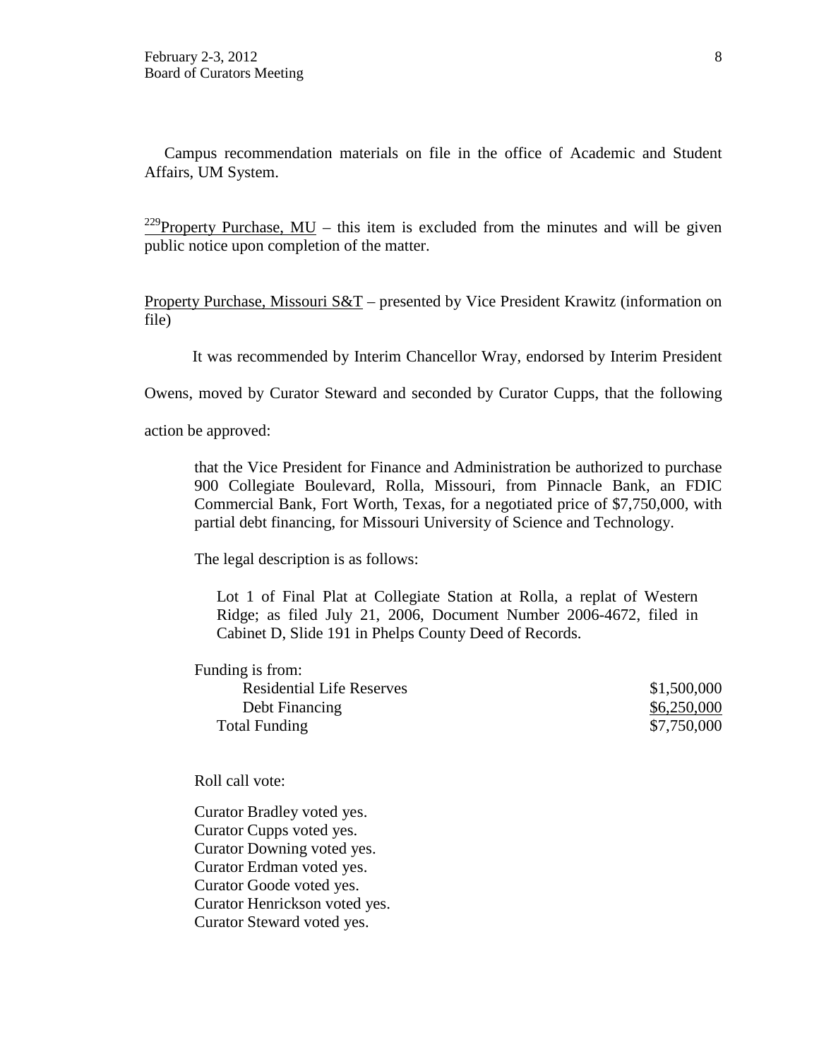Campus recommendation materials on file in the office of Academic and Student Affairs, UM System.

[229]Property Purchase, MU – this item is excluded from the minutes and will be given public notice upon completion of the matter.

Property Purchase, Missouri S&T – presented by Vice President Krawitz (information on file)

It was recommended by Interim Chancellor Wray, endorsed by Interim President Owens, moved by Curator Steward and seconded by Curator Cupps, that the following action be approved:

> that the Vice President for Finance and Administration be authorized to purchase 900 Collegiate Boulevard, Rolla, Missouri, from Pinnacle Bank, an FDIC Commercial Bank, Fort Worth, Texas, for a negotiated price of $7,750,000, with partial debt financing, for Missouri University of Science and Technology.
>
> The legal description is as follows:
>
> Lot 1 of Final Plat at Collegiate Station at Rolla, a replat of Western Ridge; as filed July 21, 2006, Document Number 2006-4672, filed in Cabinet D, Slide 191 in Phelps County Deed of Records.

| Funding is from: | |
|---|---|
| Residential Life Reserves | $1,500,000 |
| Debt Financing | $6,250,000 |
| Total Funding | $7,750,000 |

Roll call vote:

Curator Bradley voted yes.
Curator Cupps voted yes.
Curator Downing voted yes.
Curator Erdman voted yes.
Curator Goode voted yes.
Curator Henrickson voted yes.
Curator Steward voted yes.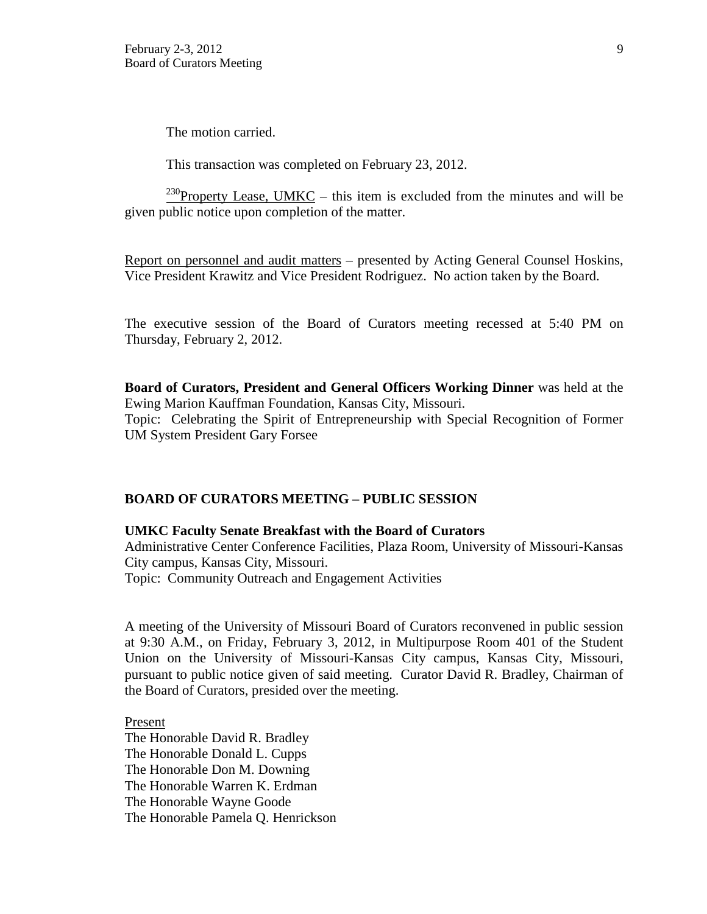The motion carried.

This transaction was completed on February 23, 2012.

[230]Property Lease, UMKC – this item is excluded from the minutes and will be given public notice upon completion of the matter.

Report on personnel and audit matters – presented by Acting General Counsel Hoskins, Vice President Krawitz and Vice President Rodriguez. No action taken by the Board.

The executive session of the Board of Curators meeting recessed at 5:40 PM on Thursday, February 2, 2012.

**Board of Curators, President and General Officers Working Dinner** was held at the Ewing Marion Kauffman Foundation, Kansas City, Missouri.
Topic: Celebrating the Spirit of Entrepreneurship with Special Recognition of Former UM System President Gary Forsee

**BOARD OF CURATORS MEETING – PUBLIC SESSION**

**UMKC Faculty Senate Breakfast with the Board of Curators**
Administrative Center Conference Facilities, Plaza Room, University of Missouri-Kansas City campus, Kansas City, Missouri.
Topic: Community Outreach and Engagement Activities

A meeting of the University of Missouri Board of Curators reconvened in public session at 9:30 A.M., on Friday, February 3, 2012, in Multipurpose Room 401 of the Student Union on the University of Missouri-Kansas City campus, Kansas City, Missouri, pursuant to public notice given of said meeting. Curator David R. Bradley, Chairman of the Board of Curators, presided over the meeting.

Present
The Honorable David R. Bradley
The Honorable Donald L. Cupps
The Honorable Don M. Downing
The Honorable Warren K. Erdman
The Honorable Wayne Goode
The Honorable Pamela Q. Henrickson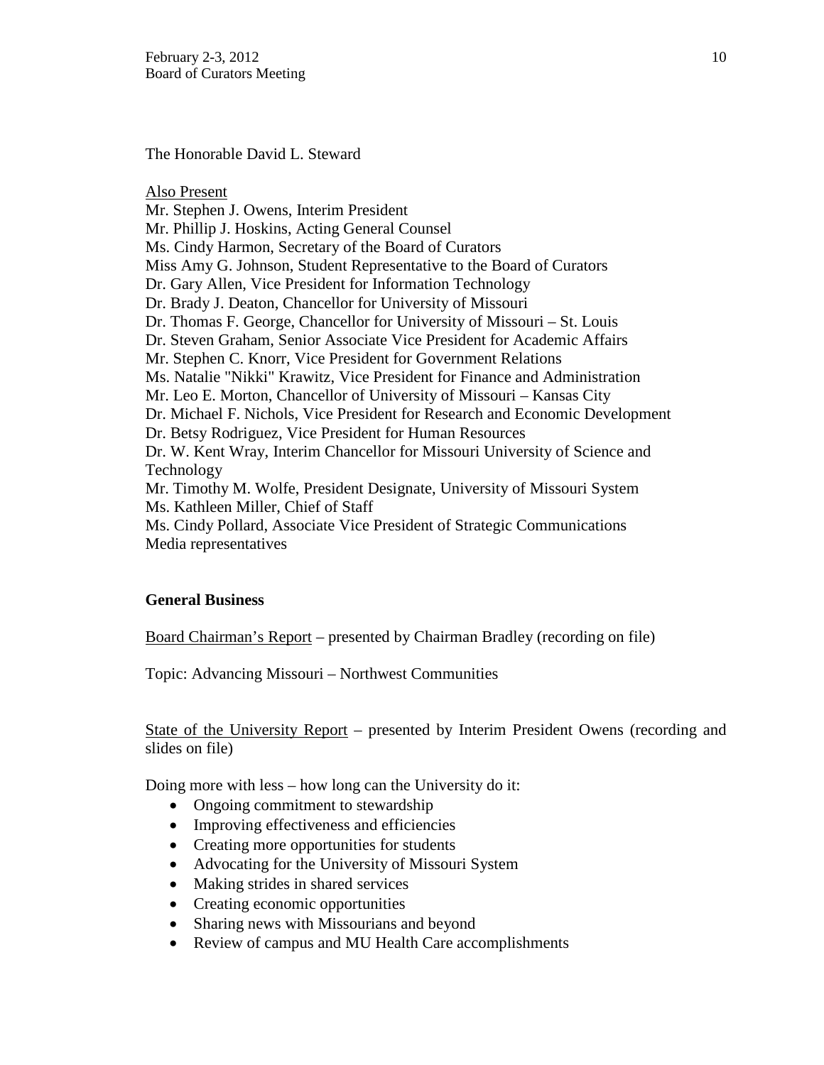The Honorable David L. Steward

Also Present
Mr. Stephen J. Owens, Interim President
Mr. Phillip J. Hoskins, Acting General Counsel
Ms. Cindy Harmon, Secretary of the Board of Curators
Miss Amy G. Johnson, Student Representative to the Board of Curators
Dr. Gary Allen, Vice President for Information Technology
Dr. Brady J. Deaton, Chancellor for University of Missouri
Dr. Thomas F. George, Chancellor for University of Missouri – St. Louis
Dr. Steven Graham, Senior Associate Vice President for Academic Affairs
Mr. Stephen C. Knorr, Vice President for Government Relations
Ms. Natalie "Nikki" Krawitz, Vice President for Finance and Administration
Mr. Leo E. Morton, Chancellor of University of Missouri – Kansas City
Dr. Michael F. Nichols, Vice President for Research and Economic Development
Dr. Betsy Rodriguez, Vice President for Human Resources
Dr. W. Kent Wray, Interim Chancellor for Missouri University of Science and Technology
Mr. Timothy M. Wolfe, President Designate, University of Missouri System
Ms. Kathleen Miller, Chief of Staff
Ms. Cindy Pollard, Associate Vice President of Strategic Communications
Media representatives

**General Business**

Board Chairman's Report – presented by Chairman Bradley (recording on file)

Topic: Advancing Missouri – Northwest Communities

State of the University Report – presented by Interim President Owens (recording and slides on file)

Doing more with less – how long can the University do it:

- Ongoing commitment to stewardship
- Improving effectiveness and efficiencies
- Creating more opportunities for students
- Advocating for the University of Missouri System
- Making strides in shared services
- Creating economic opportunities
- Sharing news with Missourians and beyond
- Review of campus and MU Health Care accomplishments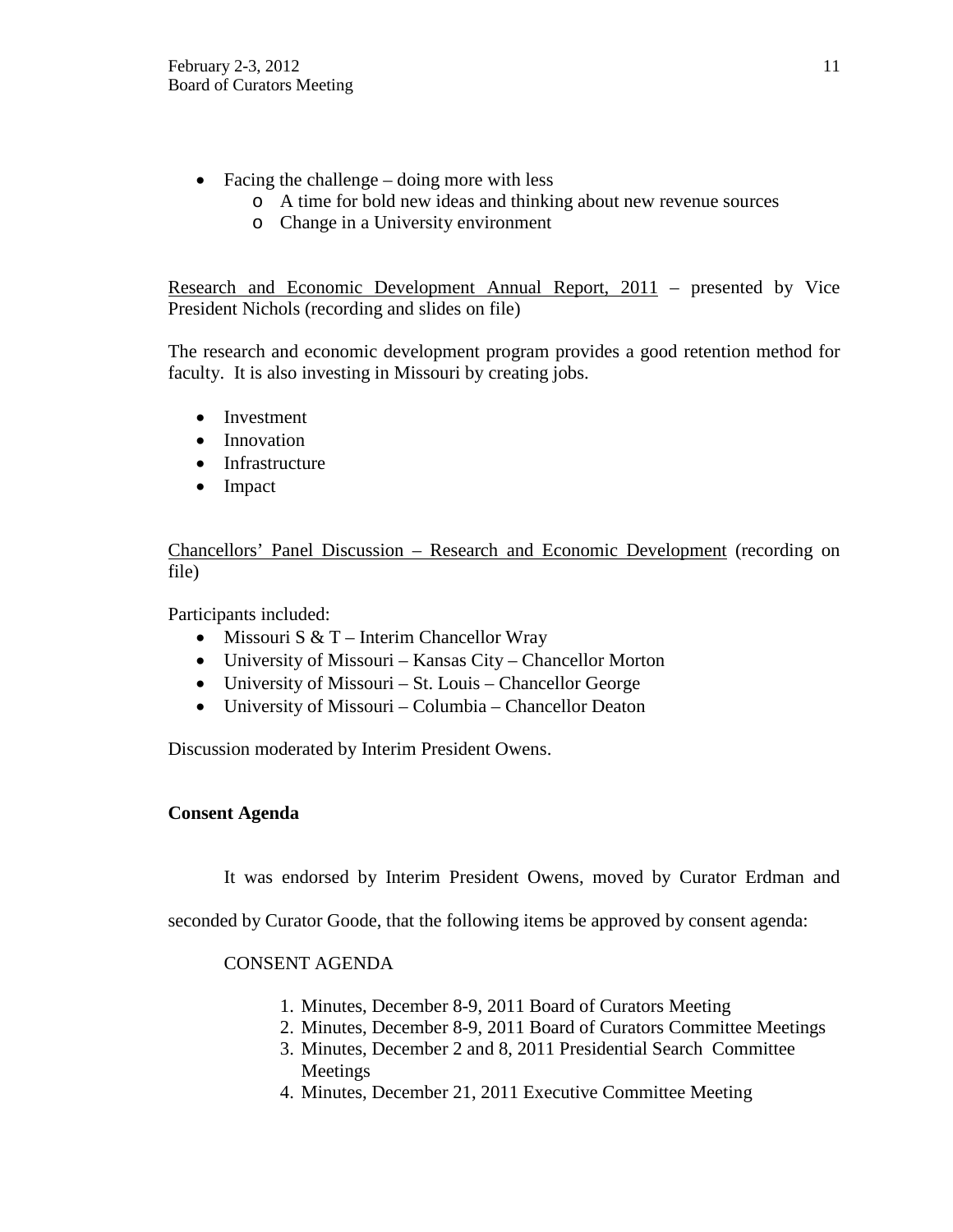- Facing the challenge – doing more with less
  - A time for bold new ideas and thinking about new revenue sources
  - Change in a University environment

Research and Economic Development Annual Report, 2011 – presented by Vice President Nichols (recording and slides on file)

The research and economic development program provides a good retention method for faculty. It is also investing in Missouri by creating jobs.

- Investment
- Innovation
- Infrastructure
- Impact

Chancellors' Panel Discussion – Research and Economic Development (recording on file)

Participants included:

- Missouri S & T – Interim Chancellor Wray
- University of Missouri – Kansas City – Chancellor Morton
- University of Missouri – St. Louis – Chancellor George
- University of Missouri – Columbia – Chancellor Deaton

Discussion moderated by Interim President Owens.

**Consent Agenda**

It was endorsed by Interim President Owens, moved by Curator Erdman and seconded by Curator Goode, that the following items be approved by consent agenda:

CONSENT AGENDA

1. Minutes, December 8-9, 2011 Board of Curators Meeting
2. Minutes, December 8-9, 2011 Board of Curators Committee Meetings
3. Minutes, December 2 and 8, 2011 Presidential Search Committee Meetings
4. Minutes, December 21, 2011 Executive Committee Meeting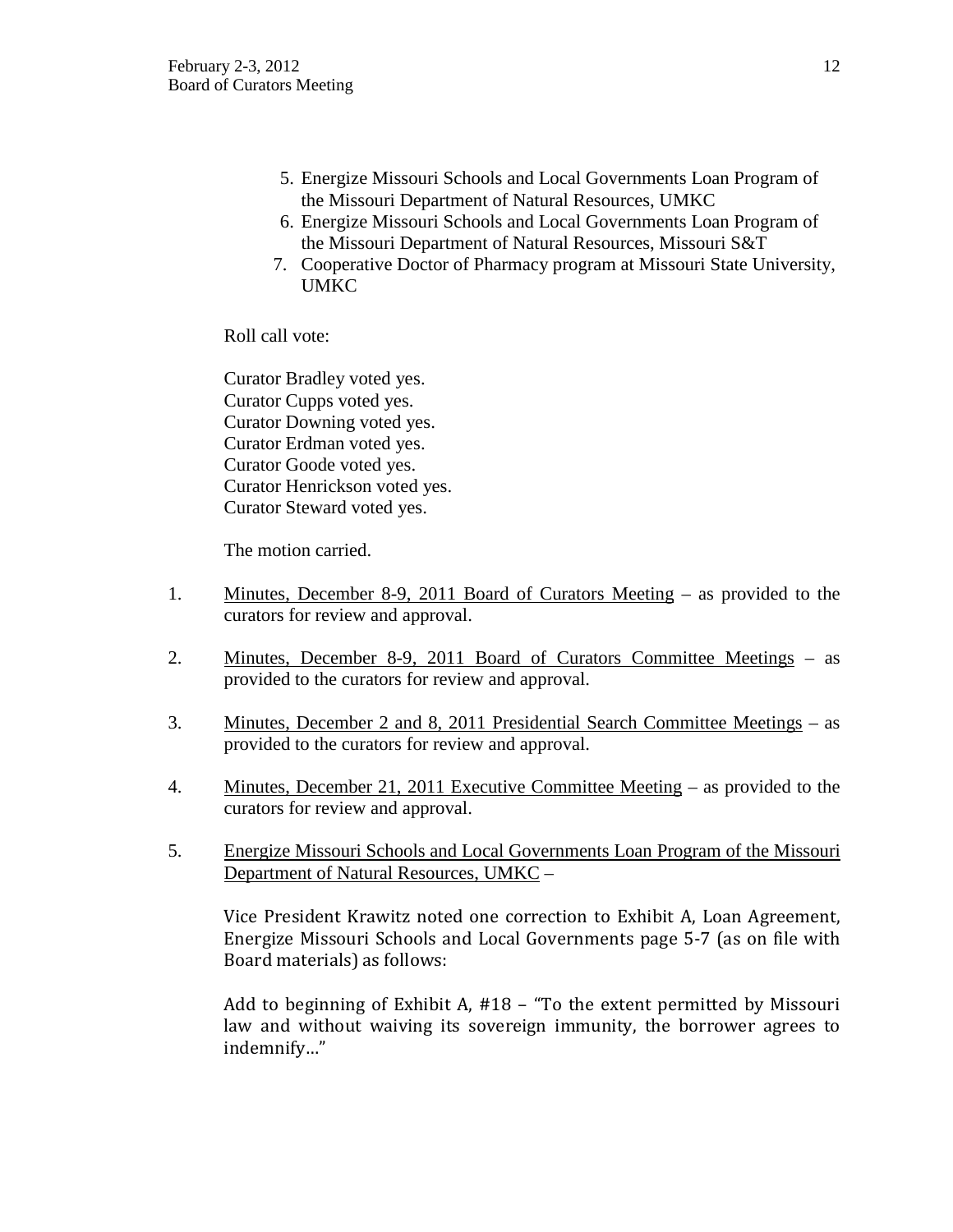5. Energize Missouri Schools and Local Governments Loan Program of the Missouri Department of Natural Resources, UMKC
6. Energize Missouri Schools and Local Governments Loan Program of the Missouri Department of Natural Resources, Missouri S&T
7. Cooperative Doctor of Pharmacy program at Missouri State University, UMKC

Roll call vote:

Curator Bradley voted yes.
Curator Cupps voted yes.
Curator Downing voted yes.
Curator Erdman voted yes.
Curator Goode voted yes.
Curator Henrickson voted yes.
Curator Steward voted yes.

The motion carried.

1. <u>Minutes, December 8-9, 2011 Board of Curators Meeting</u> – as provided to the curators for review and approval.

2. <u>Minutes, December 8-9, 2011 Board of Curators Committee Meetings</u> – as provided to the curators for review and approval.

3. <u>Minutes, December 2 and 8, 2011 Presidential Search Committee Meetings</u> – as provided to the curators for review and approval.

4. <u>Minutes, December 21, 2011 Executive Committee Meeting</u> – as provided to the curators for review and approval.

5. <u>Energize Missouri Schools and Local Governments Loan Program of the Missouri Department of Natural Resources, UMKC</u> –

   Vice President Krawitz noted one correction to Exhibit A, Loan Agreement, Energize Missouri Schools and Local Governments page 5-7 (as on file with Board materials) as follows:

   Add to beginning of Exhibit A, #18 – "To the extent permitted by Missouri law and without waiving its sovereign immunity, the borrower agrees to indemnify…"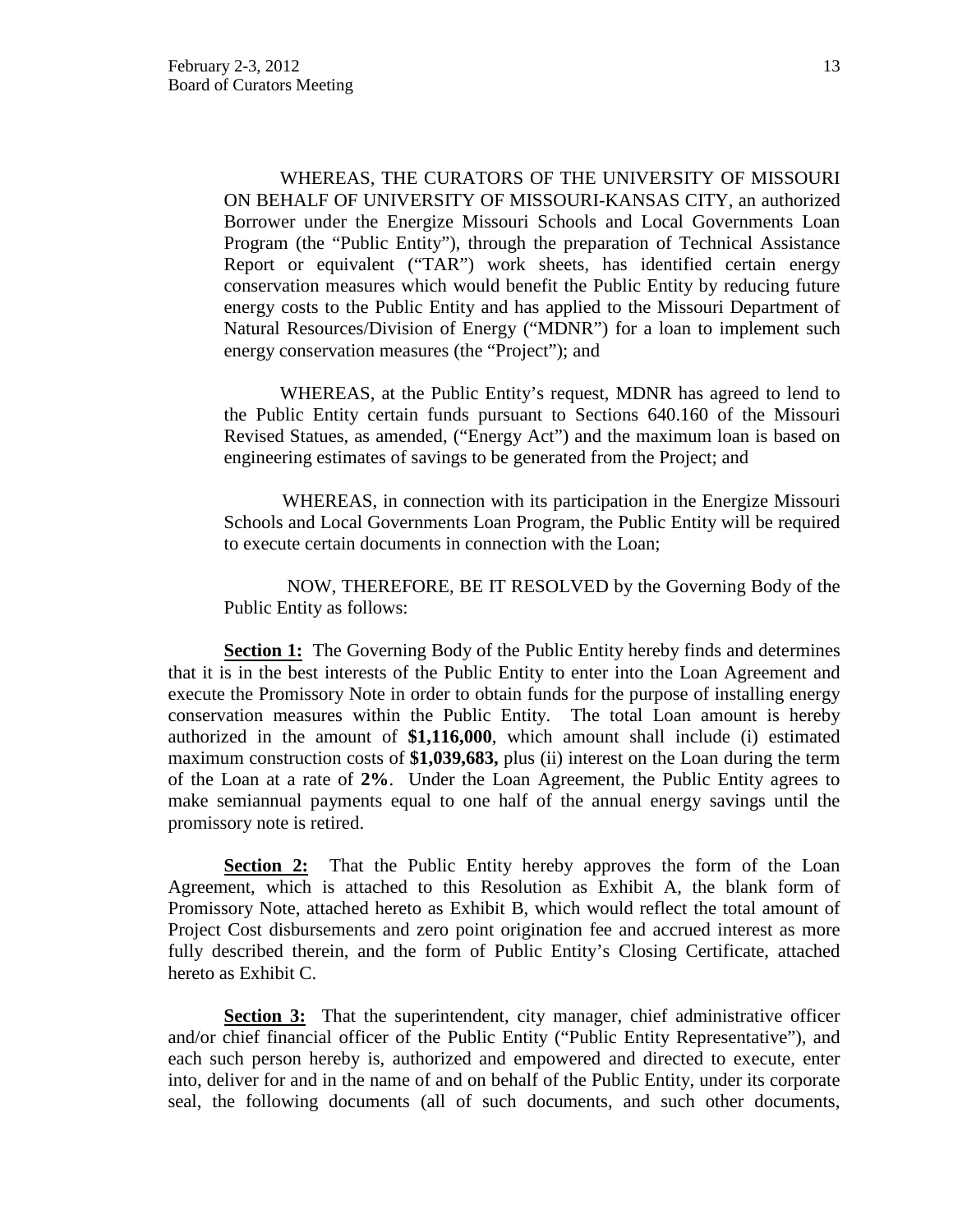WHEREAS, THE CURATORS OF THE UNIVERSITY OF MISSOURI ON BEHALF OF UNIVERSITY OF MISSOURI-KANSAS CITY, an authorized Borrower under the Energize Missouri Schools and Local Governments Loan Program (the "Public Entity"), through the preparation of Technical Assistance Report or equivalent ("TAR") work sheets, has identified certain energy conservation measures which would benefit the Public Entity by reducing future energy costs to the Public Entity and has applied to the Missouri Department of Natural Resources/Division of Energy ("MDNR") for a loan to implement such energy conservation measures (the "Project"); and

WHEREAS, at the Public Entity's request, MDNR has agreed to lend to the Public Entity certain funds pursuant to Sections 640.160 of the Missouri Revised Statues, as amended, ("Energy Act") and the maximum loan is based on engineering estimates of savings to be generated from the Project; and

WHEREAS, in connection with its participation in the Energize Missouri Schools and Local Governments Loan Program, the Public Entity will be required to execute certain documents in connection with the Loan;

NOW, THEREFORE, BE IT RESOLVED by the Governing Body of the Public Entity as follows:

**Section 1:** The Governing Body of the Public Entity hereby finds and determines that it is in the best interests of the Public Entity to enter into the Loan Agreement and execute the Promissory Note in order to obtain funds for the purpose of installing energy conservation measures within the Public Entity. The total Loan amount is hereby authorized in the amount of **$1,116,000**, which amount shall include (i) estimated maximum construction costs of **$1,039,683,** plus (ii) interest on the Loan during the term of the Loan at a rate of **2%**. Under the Loan Agreement, the Public Entity agrees to make semiannual payments equal to one half of the annual energy savings until the promissory note is retired.

**Section 2:** That the Public Entity hereby approves the form of the Loan Agreement, which is attached to this Resolution as Exhibit A, the blank form of Promissory Note, attached hereto as Exhibit B, which would reflect the total amount of Project Cost disbursements and zero point origination fee and accrued interest as more fully described therein, and the form of Public Entity's Closing Certificate, attached hereto as Exhibit C.

**Section 3:** That the superintendent, city manager, chief administrative officer and/or chief financial officer of the Public Entity ("Public Entity Representative"), and each such person hereby is, authorized and empowered and directed to execute, enter into, deliver for and in the name of and on behalf of the Public Entity, under its corporate seal, the following documents (all of such documents, and such other documents,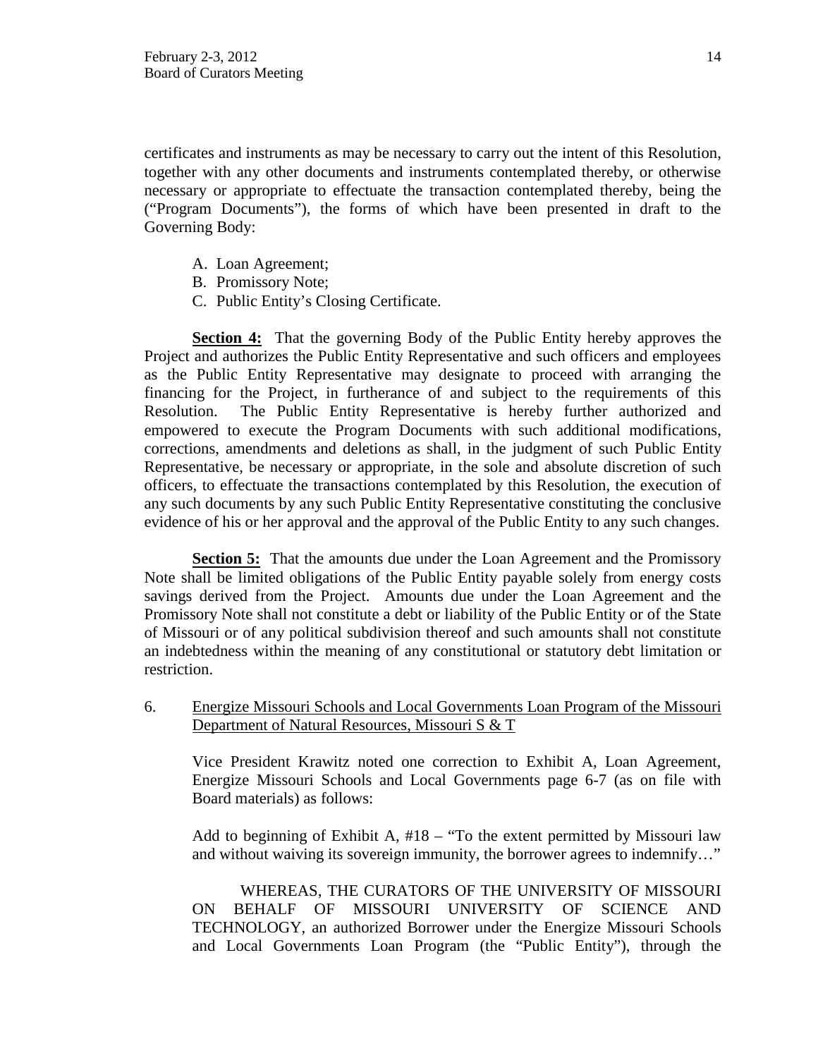certificates and instruments as may be necessary to carry out the intent of this Resolution, together with any other documents and instruments contemplated thereby, or otherwise necessary or appropriate to effectuate the transaction contemplated thereby, being the ("Program Documents"), the forms of which have been presented in draft to the Governing Body:

A. Loan Agreement;
B. Promissory Note;
C. Public Entity's Closing Certificate.

**Section 4:** That the governing Body of the Public Entity hereby approves the Project and authorizes the Public Entity Representative and such officers and employees as the Public Entity Representative may designate to proceed with arranging the financing for the Project, in furtherance of and subject to the requirements of this Resolution. The Public Entity Representative is hereby further authorized and empowered to execute the Program Documents with such additional modifications, corrections, amendments and deletions as shall, in the judgment of such Public Entity Representative, be necessary or appropriate, in the sole and absolute discretion of such officers, to effectuate the transactions contemplated by this Resolution, the execution of any such documents by any such Public Entity Representative constituting the conclusive evidence of his or her approval and the approval of the Public Entity to any such changes.

**Section 5:** That the amounts due under the Loan Agreement and the Promissory Note shall be limited obligations of the Public Entity payable solely from energy costs savings derived from the Project. Amounts due under the Loan Agreement and the Promissory Note shall not constitute a debt or liability of the Public Entity or of the State of Missouri or of any political subdivision thereof and such amounts shall not constitute an indebtedness within the meaning of any constitutional or statutory debt limitation or restriction.

6. Energize Missouri Schools and Local Governments Loan Program of the Missouri Department of Natural Resources, Missouri S & T

Vice President Krawitz noted one correction to Exhibit A, Loan Agreement, Energize Missouri Schools and Local Governments page 6-7 (as on file with Board materials) as follows:

Add to beginning of Exhibit A, #18 – "To the extent permitted by Missouri law and without waiving its sovereign immunity, the borrower agrees to indemnify…"

WHEREAS, THE CURATORS OF THE UNIVERSITY OF MISSOURI ON BEHALF OF MISSOURI UNIVERSITY OF SCIENCE AND TECHNOLOGY, an authorized Borrower under the Energize Missouri Schools and Local Governments Loan Program (the "Public Entity"), through the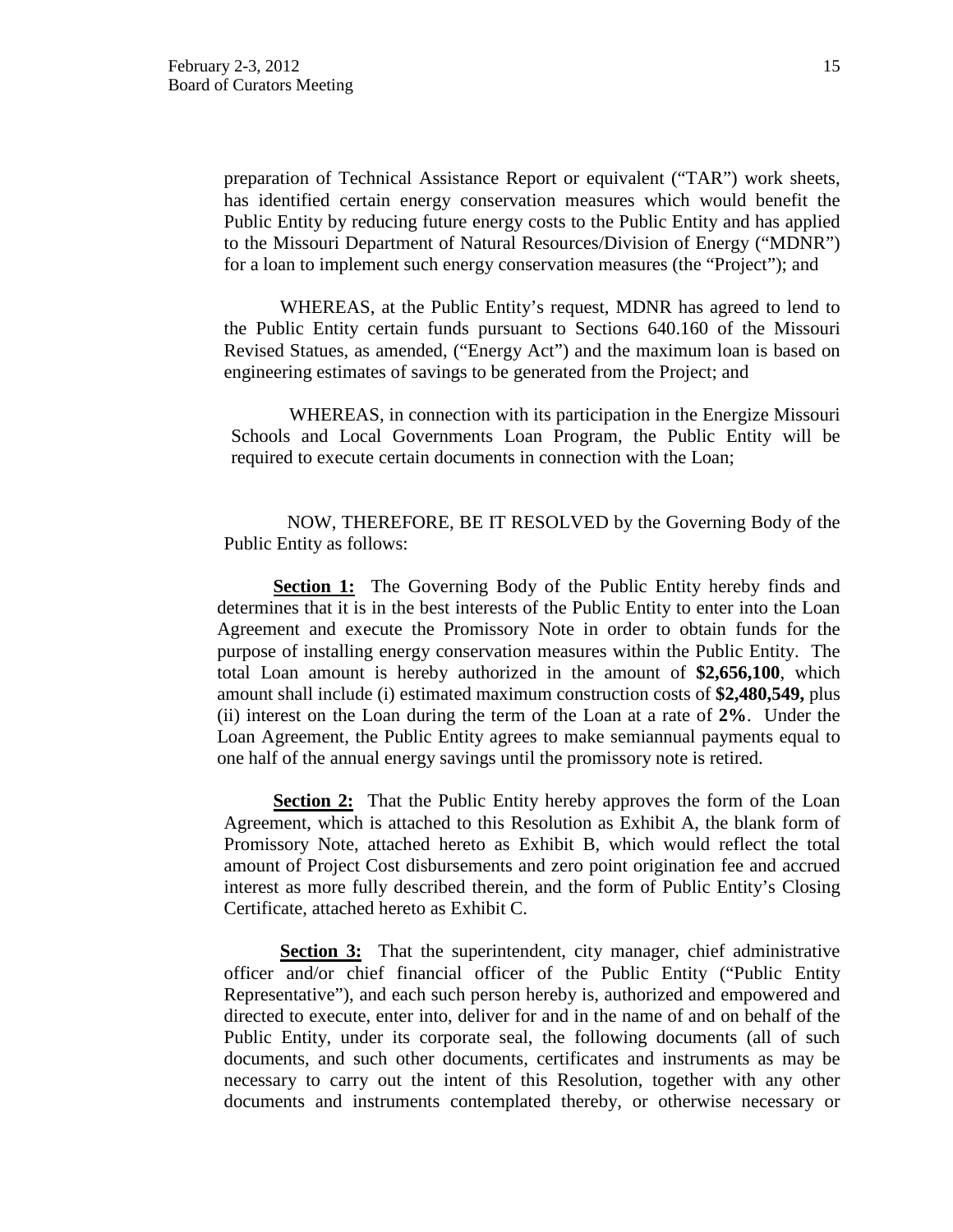preparation of Technical Assistance Report or equivalent ("TAR") work sheets, has identified certain energy conservation measures which would benefit the Public Entity by reducing future energy costs to the Public Entity and has applied to the Missouri Department of Natural Resources/Division of Energy ("MDNR") for a loan to implement such energy conservation measures (the "Project"); and

WHEREAS, at the Public Entity's request, MDNR has agreed to lend to the Public Entity certain funds pursuant to Sections 640.160 of the Missouri Revised Statues, as amended, ("Energy Act") and the maximum loan is based on engineering estimates of savings to be generated from the Project; and

WHEREAS, in connection with its participation in the Energize Missouri Schools and Local Governments Loan Program, the Public Entity will be required to execute certain documents in connection with the Loan;

NOW, THEREFORE, BE IT RESOLVED by the Governing Body of the Public Entity as follows:

**Section 1:** The Governing Body of the Public Entity hereby finds and determines that it is in the best interests of the Public Entity to enter into the Loan Agreement and execute the Promissory Note in order to obtain funds for the purpose of installing energy conservation measures within the Public Entity. The total Loan amount is hereby authorized in the amount of **$2,656,100**, which amount shall include (i) estimated maximum construction costs of **$2,480,549,** plus (ii) interest on the Loan during the term of the Loan at a rate of **2%**. Under the Loan Agreement, the Public Entity agrees to make semiannual payments equal to one half of the annual energy savings until the promissory note is retired.

**Section 2:** That the Public Entity hereby approves the form of the Loan Agreement, which is attached to this Resolution as Exhibit A, the blank form of Promissory Note, attached hereto as Exhibit B, which would reflect the total amount of Project Cost disbursements and zero point origination fee and accrued interest as more fully described therein, and the form of Public Entity's Closing Certificate, attached hereto as Exhibit C.

**Section 3:** That the superintendent, city manager, chief administrative officer and/or chief financial officer of the Public Entity ("Public Entity Representative"), and each such person hereby is, authorized and empowered and directed to execute, enter into, deliver for and in the name of and on behalf of the Public Entity, under its corporate seal, the following documents (all of such documents, and such other documents, certificates and instruments as may be necessary to carry out the intent of this Resolution, together with any other documents and instruments contemplated thereby, or otherwise necessary or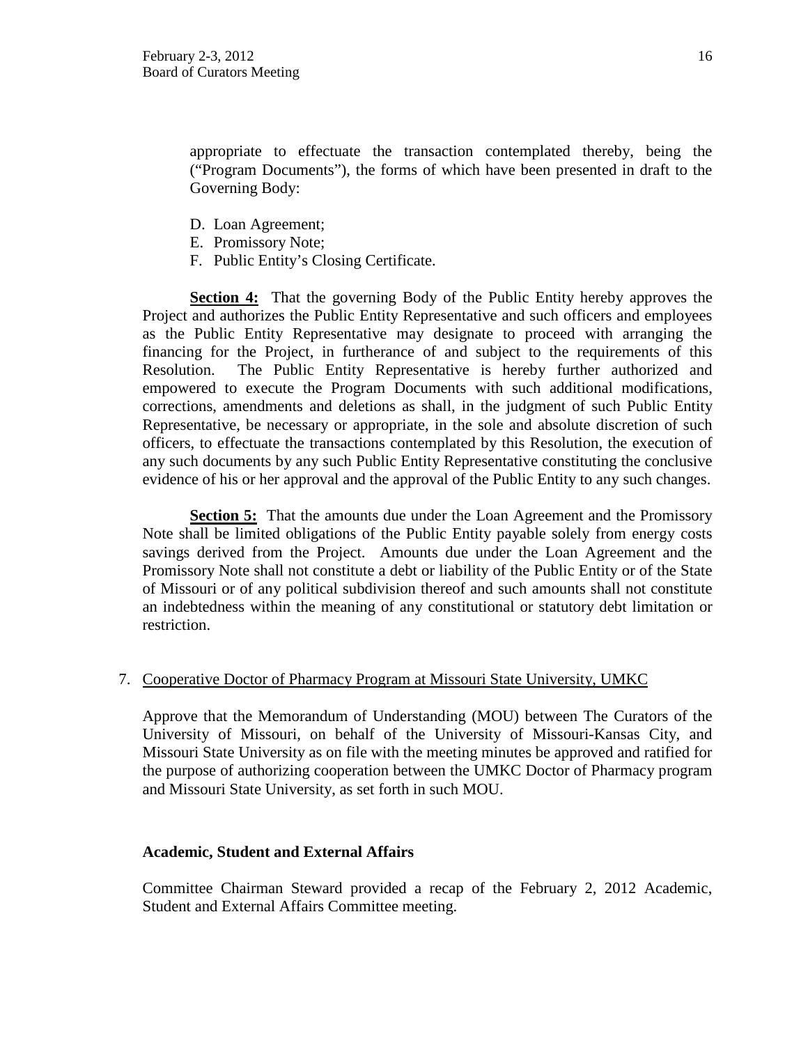appropriate to effectuate the transaction contemplated thereby, being the ("Program Documents"), the forms of which have been presented in draft to the Governing Body:

D. Loan Agreement;
E. Promissory Note;
F. Public Entity's Closing Certificate.

**Section 4:** That the governing Body of the Public Entity hereby approves the Project and authorizes the Public Entity Representative and such officers and employees as the Public Entity Representative may designate to proceed with arranging the financing for the Project, in furtherance of and subject to the requirements of this Resolution. The Public Entity Representative is hereby further authorized and empowered to execute the Program Documents with such additional modifications, corrections, amendments and deletions as shall, in the judgment of such Public Entity Representative, be necessary or appropriate, in the sole and absolute discretion of such officers, to effectuate the transactions contemplated by this Resolution, the execution of any such documents by any such Public Entity Representative constituting the conclusive evidence of his or her approval and the approval of the Public Entity to any such changes.

**Section 5:** That the amounts due under the Loan Agreement and the Promissory Note shall be limited obligations of the Public Entity payable solely from energy costs savings derived from the Project. Amounts due under the Loan Agreement and the Promissory Note shall not constitute a debt or liability of the Public Entity or of the State of Missouri or of any political subdivision thereof and such amounts shall not constitute an indebtedness within the meaning of any constitutional or statutory debt limitation or restriction.

7. Cooperative Doctor of Pharmacy Program at Missouri State University, UMKC

   Approve that the Memorandum of Understanding (MOU) between The Curators of the University of Missouri, on behalf of the University of Missouri-Kansas City, and Missouri State University as on file with the meeting minutes be approved and ratified for the purpose of authorizing cooperation between the UMKC Doctor of Pharmacy program and Missouri State University, as set forth in such MOU.

**Academic, Student and External Affairs**

Committee Chairman Steward provided a recap of the February 2, 2012 Academic, Student and External Affairs Committee meeting.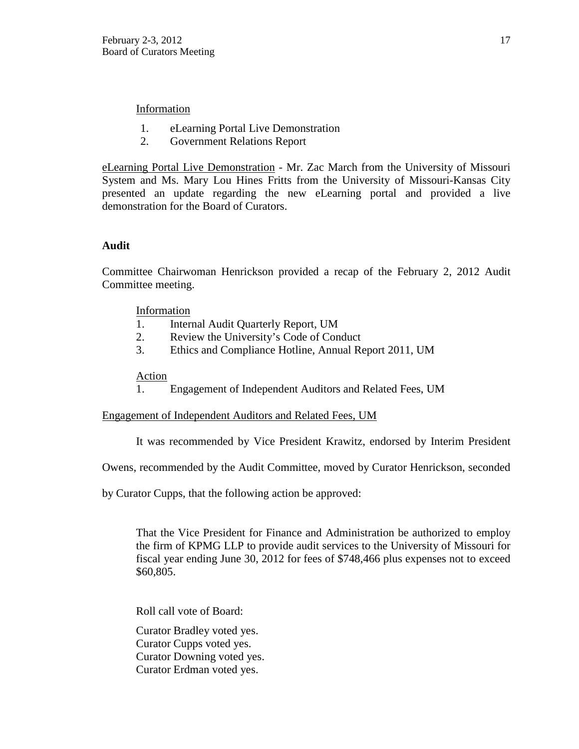Information

1. eLearning Portal Live Demonstration
2. Government Relations Report

eLearning Portal Live Demonstration - Mr. Zac March from the University of Missouri System and Ms. Mary Lou Hines Fritts from the University of Missouri-Kansas City presented an update regarding the new eLearning portal and provided a live demonstration for the Board of Curators.

**Audit**

Committee Chairwoman Henrickson provided a recap of the February 2, 2012 Audit Committee meeting.

Information

1. Internal Audit Quarterly Report, UM
2. Review the University's Code of Conduct
3. Ethics and Compliance Hotline, Annual Report 2011, UM

Action

1. Engagement of Independent Auditors and Related Fees, UM

Engagement of Independent Auditors and Related Fees, UM

It was recommended by Vice President Krawitz, endorsed by Interim President Owens, recommended by the Audit Committee, moved by Curator Henrickson, seconded by Curator Cupps, that the following action be approved:

> That the Vice President for Finance and Administration be authorized to employ the firm of KPMG LLP to provide audit services to the University of Missouri for fiscal year ending June 30, 2012 for fees of $748,466 plus expenses not to exceed $60,805.

Roll call vote of Board:

Curator Bradley voted yes.
Curator Cupps voted yes.
Curator Downing voted yes.
Curator Erdman voted yes.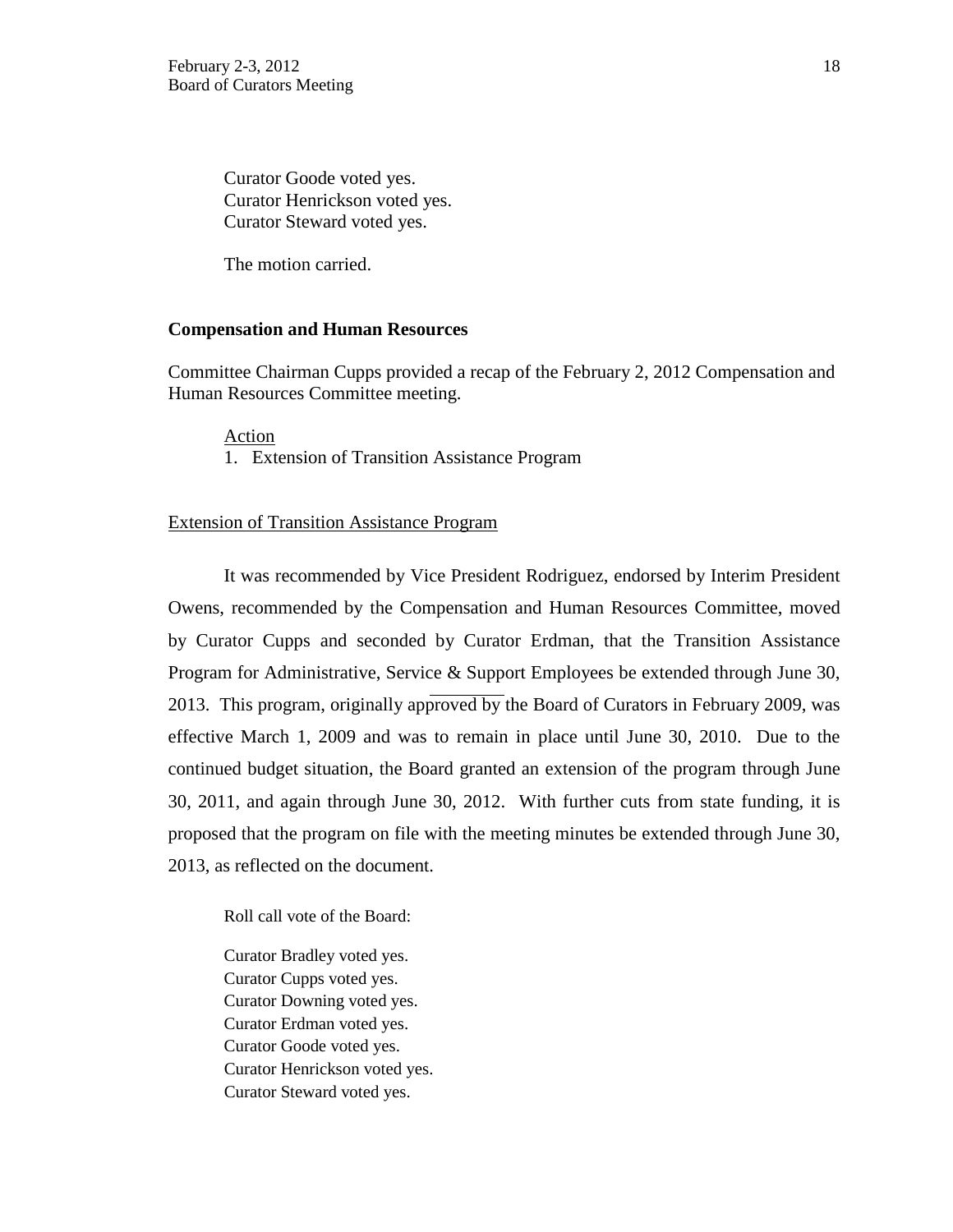Curator Goode voted yes.
Curator Henrickson voted yes.
Curator Steward voted yes.

The motion carried.

**Compensation and Human Resources**

Committee Chairman Cupps provided a recap of the February 2, 2012 Compensation and Human Resources Committee meeting.

Action

1. Extension of Transition Assistance Program

Extension of Transition Assistance Program

It was recommended by Vice President Rodriguez, endorsed by Interim President Owens, recommended by the Compensation and Human Resources Committee, moved by Curator Cupps and seconded by Curator Erdman, that the Transition Assistance Program for Administrative, Service & Support Employees be extended through June 30, 2013. This program, originally approved by the Board of Curators in February 2009, was effective March 1, 2009 and was to remain in place until June 30, 2010. Due to the continued budget situation, the Board granted an extension of the program through June 30, 2011, and again through June 30, 2012. With further cuts from state funding, it is proposed that the program on file with the meeting minutes be extended through June 30, 2013, as reflected on the document.

Roll call vote of the Board:

Curator Bradley voted yes.
Curator Cupps voted yes.
Curator Downing voted yes.
Curator Erdman voted yes.
Curator Goode voted yes.
Curator Henrickson voted yes.
Curator Steward voted yes.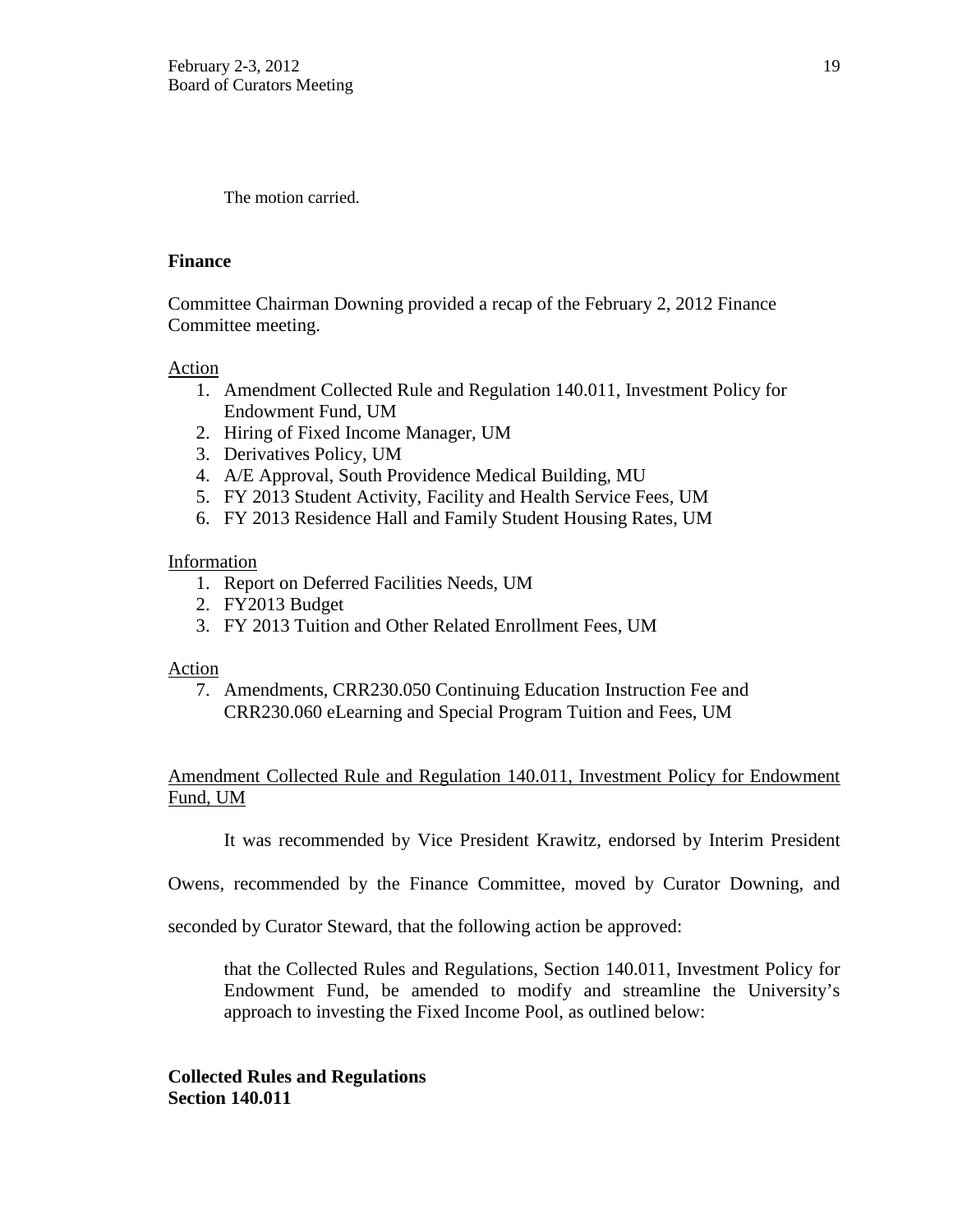The motion carried.

**Finance**

Committee Chairman Downing provided a recap of the February 2, 2012 Finance Committee meeting.

Action

1. Amendment Collected Rule and Regulation 140.011, Investment Policy for Endowment Fund, UM
2. Hiring of Fixed Income Manager, UM
3. Derivatives Policy, UM
4. A/E Approval, South Providence Medical Building, MU
5. FY 2013 Student Activity, Facility and Health Service Fees, UM
6. FY 2013 Residence Hall and Family Student Housing Rates, UM

Information

1. Report on Deferred Facilities Needs, UM
2. FY2013 Budget
3. FY 2013 Tuition and Other Related Enrollment Fees, UM

Action

7. Amendments, CRR230.050 Continuing Education Instruction Fee and CRR230.060 eLearning and Special Program Tuition and Fees, UM

Amendment Collected Rule and Regulation 140.011, Investment Policy for Endowment Fund, UM

It was recommended by Vice President Krawitz, endorsed by Interim President Owens, recommended by the Finance Committee, moved by Curator Downing, and seconded by Curator Steward, that the following action be approved:

> that the Collected Rules and Regulations, Section 140.011, Investment Policy for Endowment Fund, be amended to modify and streamline the University's approach to investing the Fixed Income Pool, as outlined below:

**Collected Rules and Regulations**
**Section 140.011**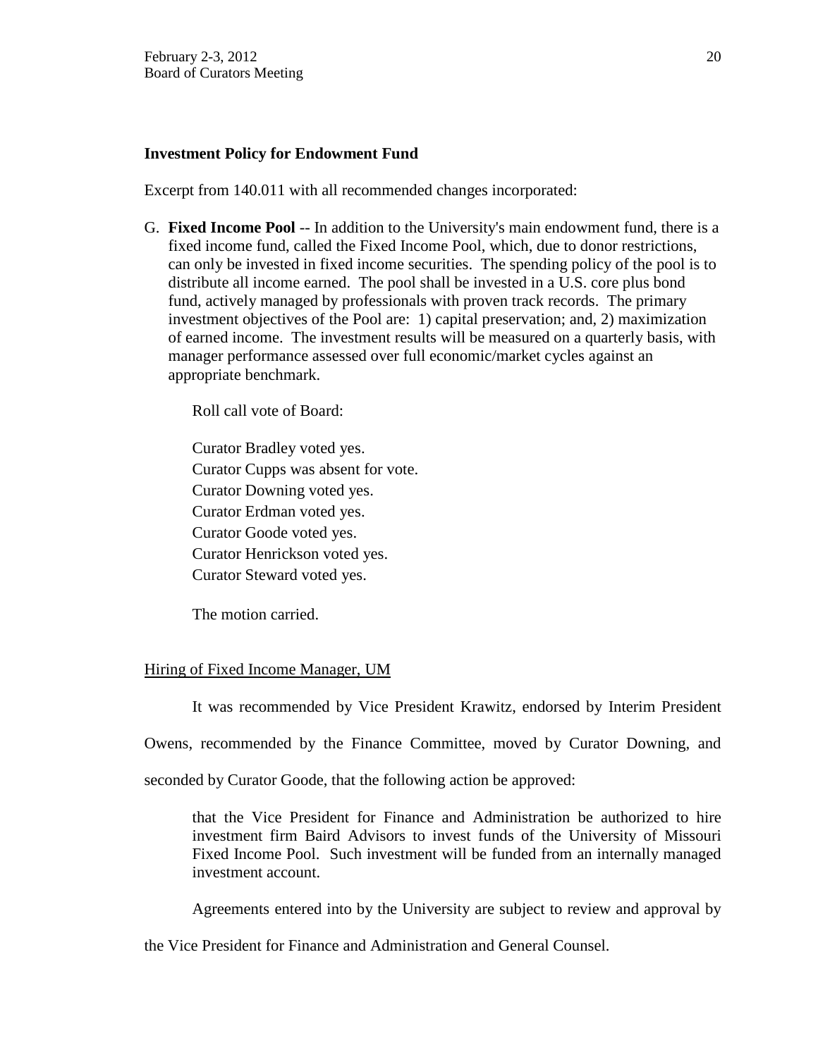**Investment Policy for Endowment Fund**

Excerpt from 140.011 with all recommended changes incorporated:

G. **Fixed Income Pool** -- In addition to the University's main endowment fund, there is a fixed income fund, called the Fixed Income Pool, which, due to donor restrictions, can only be invested in fixed income securities. The spending policy of the pool is to distribute all income earned. The pool shall be invested in a U.S. core plus bond fund, actively managed by professionals with proven track records. The primary investment objectives of the Pool are: 1) capital preservation; and, 2) maximization of earned income. The investment results will be measured on a quarterly basis, with manager performance assessed over full economic/market cycles against an appropriate benchmark.

Roll call vote of Board:

Curator Bradley voted yes.
Curator Cupps was absent for vote.
Curator Downing voted yes.
Curator Erdman voted yes.
Curator Goode voted yes.
Curator Henrickson voted yes.
Curator Steward voted yes.

The motion carried.

<u>Hiring of Fixed Income Manager, UM</u>

It was recommended by Vice President Krawitz, endorsed by Interim President Owens, recommended by the Finance Committee, moved by Curator Downing, and seconded by Curator Goode, that the following action be approved:

> that the Vice President for Finance and Administration be authorized to hire investment firm Baird Advisors to invest funds of the University of Missouri Fixed Income Pool. Such investment will be funded from an internally managed investment account.

Agreements entered into by the University are subject to review and approval by the Vice President for Finance and Administration and General Counsel.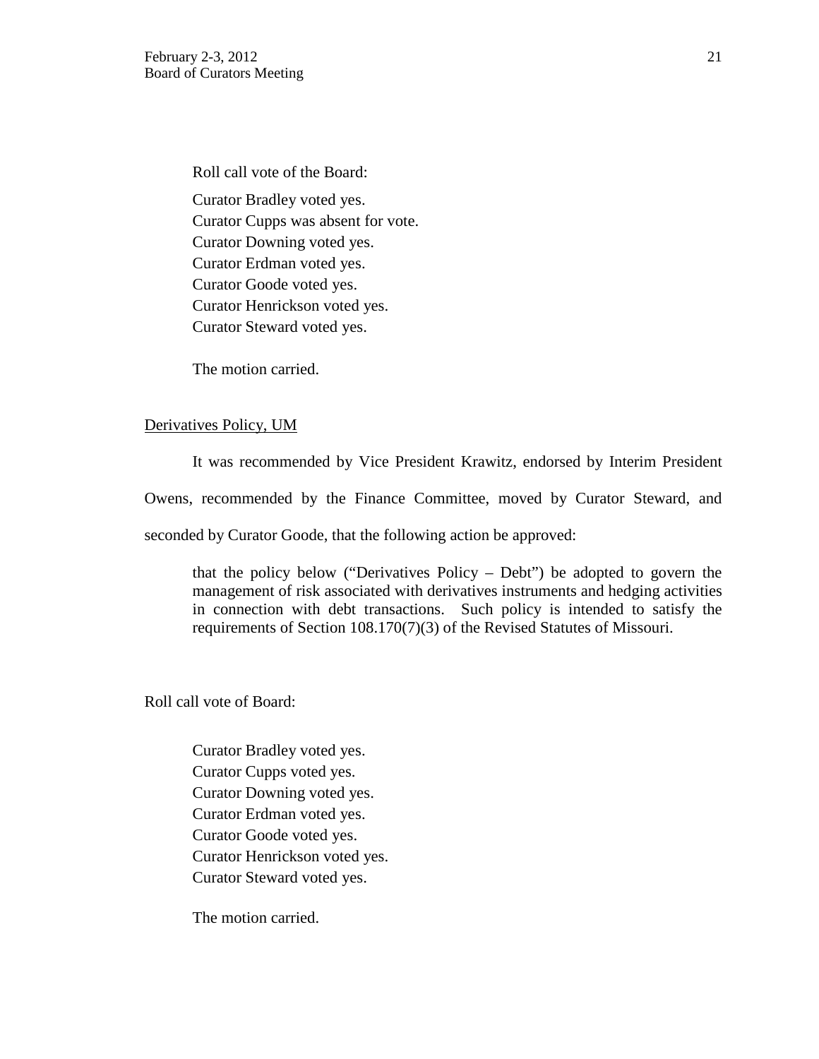Roll call vote of the Board:

Curator Bradley voted yes.
Curator Cupps was absent for vote.
Curator Downing voted yes.
Curator Erdman voted yes.
Curator Goode voted yes.
Curator Henrickson voted yes.
Curator Steward voted yes.

The motion carried.

Derivatives Policy, UM

It was recommended by Vice President Krawitz, endorsed by Interim President Owens, recommended by the Finance Committee, moved by Curator Steward, and seconded by Curator Goode, that the following action be approved:

> that the policy below ("Derivatives Policy – Debt") be adopted to govern the management of risk associated with derivatives instruments and hedging activities in connection with debt transactions. Such policy is intended to satisfy the requirements of Section 108.170(7)(3) of the Revised Statutes of Missouri.

Roll call vote of Board:

Curator Bradley voted yes.
Curator Cupps voted yes.
Curator Downing voted yes.
Curator Erdman voted yes.
Curator Goode voted yes.
Curator Henrickson voted yes.
Curator Steward voted yes.

The motion carried.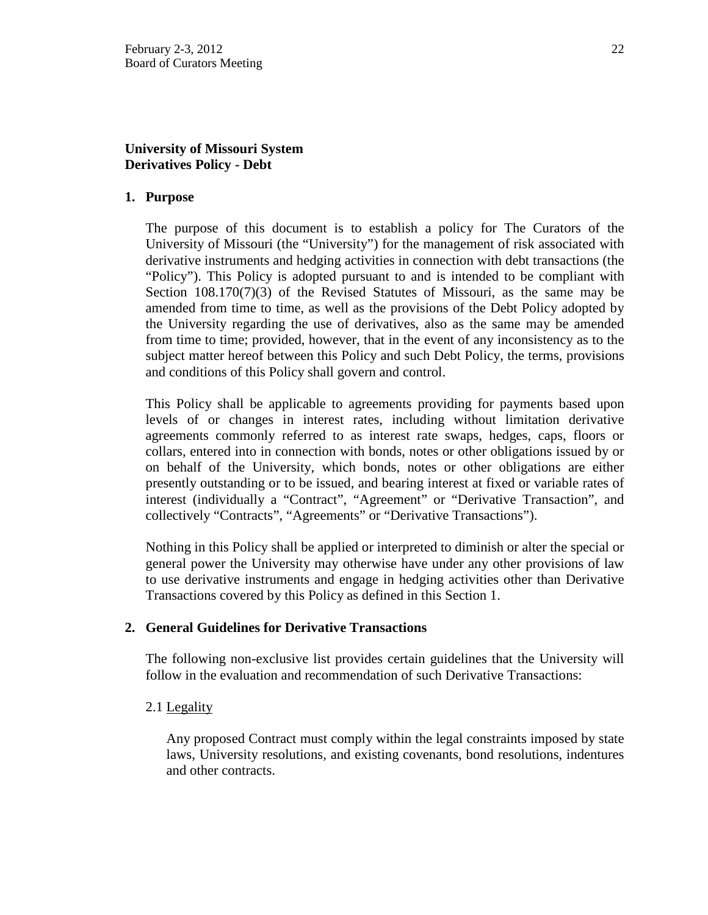**University of Missouri System**
**Derivatives Policy - Debt**

## 1. Purpose

The purpose of this document is to establish a policy for The Curators of the University of Missouri (the "University") for the management of risk associated with derivative instruments and hedging activities in connection with debt transactions (the "Policy"). This Policy is adopted pursuant to and is intended to be compliant with Section 108.170(7)(3) of the Revised Statutes of Missouri, as the same may be amended from time to time, as well as the provisions of the Debt Policy adopted by the University regarding the use of derivatives, also as the same may be amended from time to time; provided, however, that in the event of any inconsistency as to the subject matter hereof between this Policy and such Debt Policy, the terms, provisions and conditions of this Policy shall govern and control.

This Policy shall be applicable to agreements providing for payments based upon levels of or changes in interest rates, including without limitation derivative agreements commonly referred to as interest rate swaps, hedges, caps, floors or collars, entered into in connection with bonds, notes or other obligations issued by or on behalf of the University, which bonds, notes or other obligations are either presently outstanding or to be issued, and bearing interest at fixed or variable rates of interest (individually a "Contract", "Agreement" or "Derivative Transaction", and collectively "Contracts", "Agreements" or "Derivative Transactions").

Nothing in this Policy shall be applied or interpreted to diminish or alter the special or general power the University may otherwise have under any other provisions of law to use derivative instruments and engage in hedging activities other than Derivative Transactions covered by this Policy as defined in this Section 1.

## 2. General Guidelines for Derivative Transactions

The following non-exclusive list provides certain guidelines that the University will follow in the evaluation and recommendation of such Derivative Transactions:

### 2.1 Legality

Any proposed Contract must comply within the legal constraints imposed by state laws, University resolutions, and existing covenants, bond resolutions, indentures and other contracts.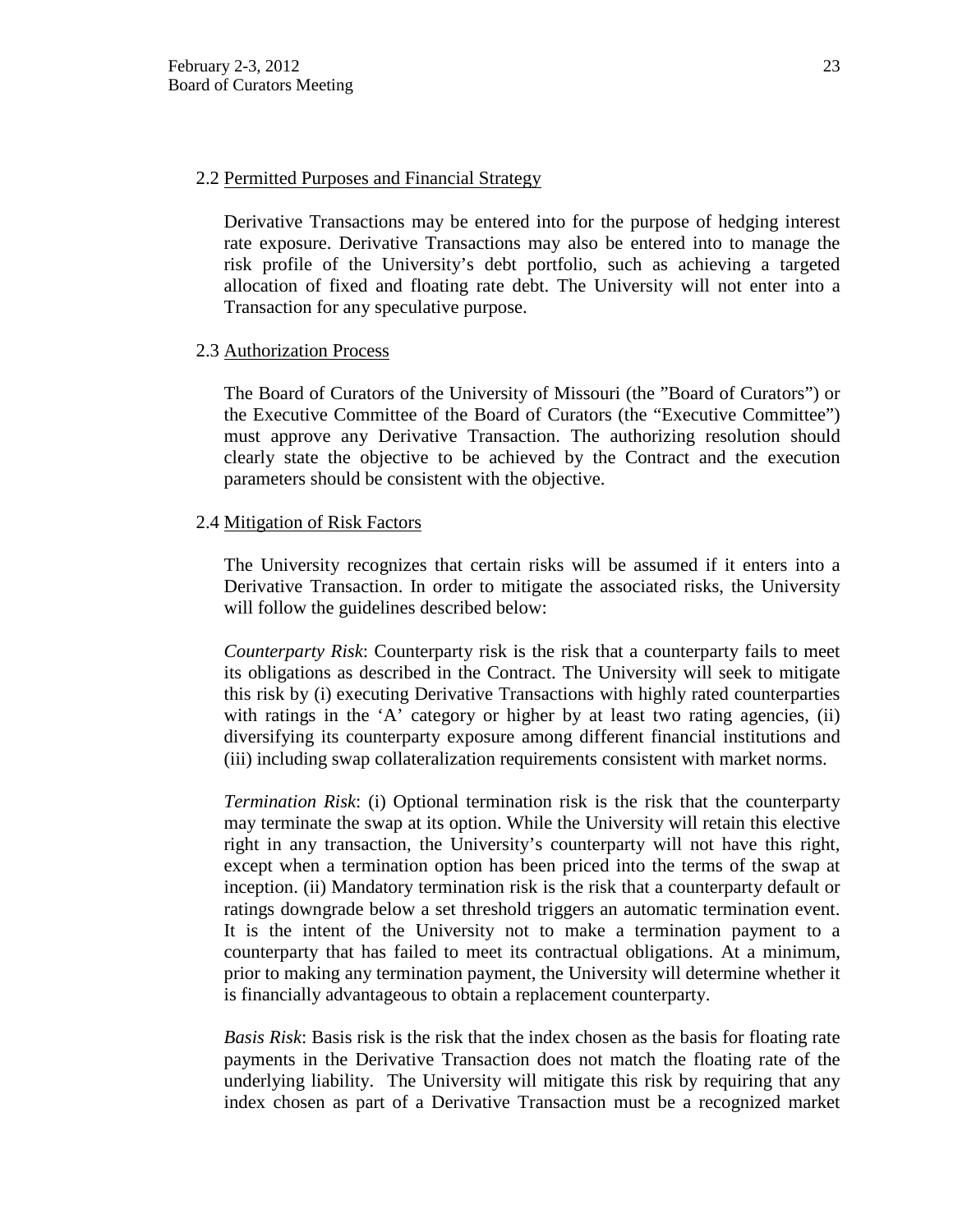### 2.2 Permitted Purposes and Financial Strategy

Derivative Transactions may be entered into for the purpose of hedging interest rate exposure. Derivative Transactions may also be entered into to manage the risk profile of the University's debt portfolio, such as achieving a targeted allocation of fixed and floating rate debt. The University will not enter into a Transaction for any speculative purpose.

### 2.3 Authorization Process

The Board of Curators of the University of Missouri (the "Board of Curators") or the Executive Committee of the Board of Curators (the "Executive Committee") must approve any Derivative Transaction. The authorizing resolution should clearly state the objective to be achieved by the Contract and the execution parameters should be consistent with the objective.

### 2.4 Mitigation of Risk Factors

The University recognizes that certain risks will be assumed if it enters into a Derivative Transaction. In order to mitigate the associated risks, the University will follow the guidelines described below:

*Counterparty Risk*: Counterparty risk is the risk that a counterparty fails to meet its obligations as described in the Contract. The University will seek to mitigate this risk by (i) executing Derivative Transactions with highly rated counterparties with ratings in the 'A' category or higher by at least two rating agencies, (ii) diversifying its counterparty exposure among different financial institutions and (iii) including swap collateralization requirements consistent with market norms.

*Termination Risk*: (i) Optional termination risk is the risk that the counterparty may terminate the swap at its option. While the University will retain this elective right in any transaction, the University's counterparty will not have this right, except when a termination option has been priced into the terms of the swap at inception. (ii) Mandatory termination risk is the risk that a counterparty default or ratings downgrade below a set threshold triggers an automatic termination event. It is the intent of the University not to make a termination payment to a counterparty that has failed to meet its contractual obligations. At a minimum, prior to making any termination payment, the University will determine whether it is financially advantageous to obtain a replacement counterparty.

*Basis Risk*: Basis risk is the risk that the index chosen as the basis for floating rate payments in the Derivative Transaction does not match the floating rate of the underlying liability. The University will mitigate this risk by requiring that any index chosen as part of a Derivative Transaction must be a recognized market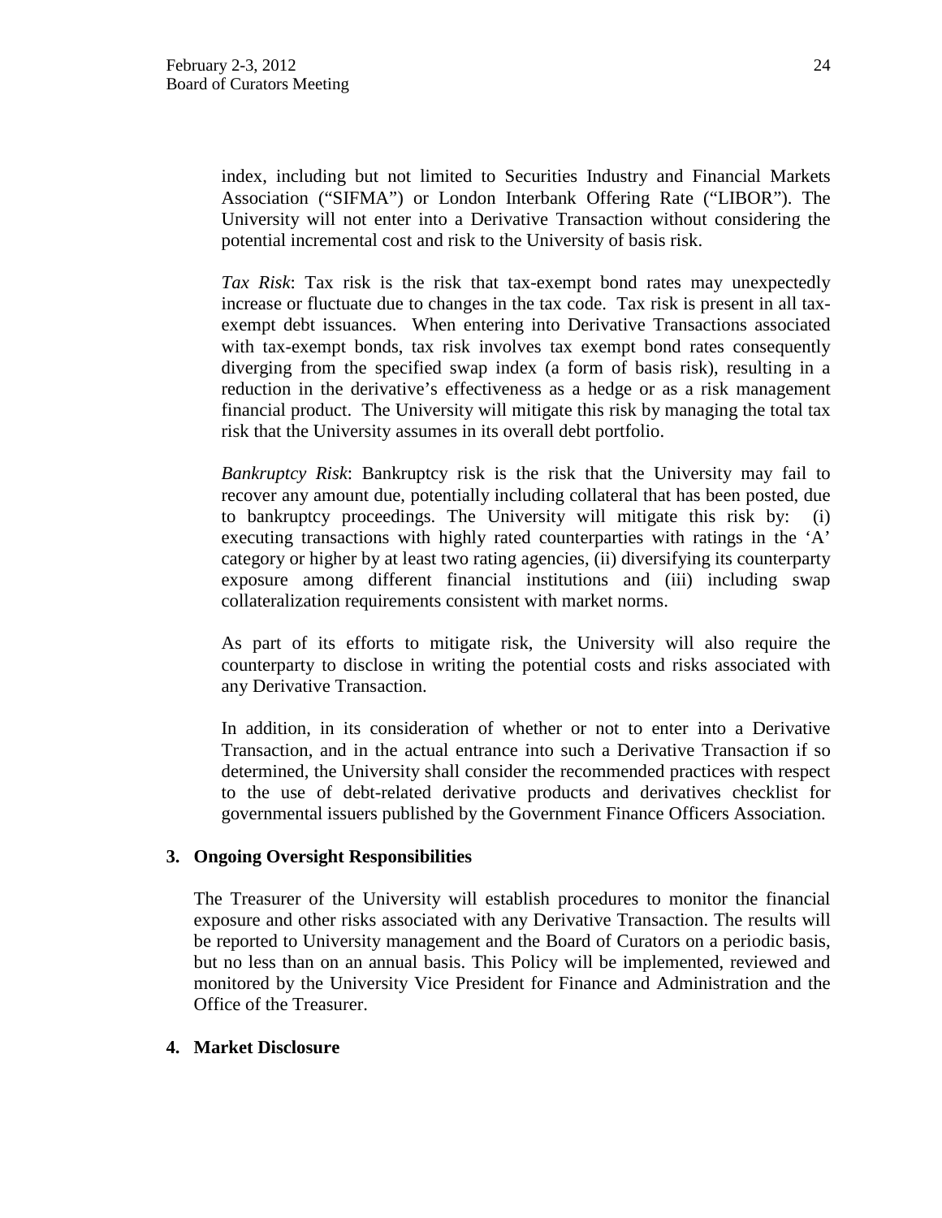index, including but not limited to Securities Industry and Financial Markets Association ("SIFMA") or London Interbank Offering Rate ("LIBOR"). The University will not enter into a Derivative Transaction without considering the potential incremental cost and risk to the University of basis risk.

*Tax Risk*: Tax risk is the risk that tax-exempt bond rates may unexpectedly increase or fluctuate due to changes in the tax code. Tax risk is present in all tax-exempt debt issuances. When entering into Derivative Transactions associated with tax-exempt bonds, tax risk involves tax exempt bond rates consequently diverging from the specified swap index (a form of basis risk), resulting in a reduction in the derivative's effectiveness as a hedge or as a risk management financial product. The University will mitigate this risk by managing the total tax risk that the University assumes in its overall debt portfolio.

*Bankruptcy Risk*: Bankruptcy risk is the risk that the University may fail to recover any amount due, potentially including collateral that has been posted, due to bankruptcy proceedings. The University will mitigate this risk by: (i) executing transactions with highly rated counterparties with ratings in the 'A' category or higher by at least two rating agencies, (ii) diversifying its counterparty exposure among different financial institutions and (iii) including swap collateralization requirements consistent with market norms.

As part of its efforts to mitigate risk, the University will also require the counterparty to disclose in writing the potential costs and risks associated with any Derivative Transaction.

In addition, in its consideration of whether or not to enter into a Derivative Transaction, and in the actual entrance into such a Derivative Transaction if so determined, the University shall consider the recommended practices with respect to the use of debt-related derivative products and derivatives checklist for governmental issuers published by the Government Finance Officers Association.

**3. Ongoing Oversight Responsibilities**

The Treasurer of the University will establish procedures to monitor the financial exposure and other risks associated with any Derivative Transaction. The results will be reported to University management and the Board of Curators on a periodic basis, but no less than on an annual basis. This Policy will be implemented, reviewed and monitored by the University Vice President for Finance and Administration and the Office of the Treasurer.

**4. Market Disclosure**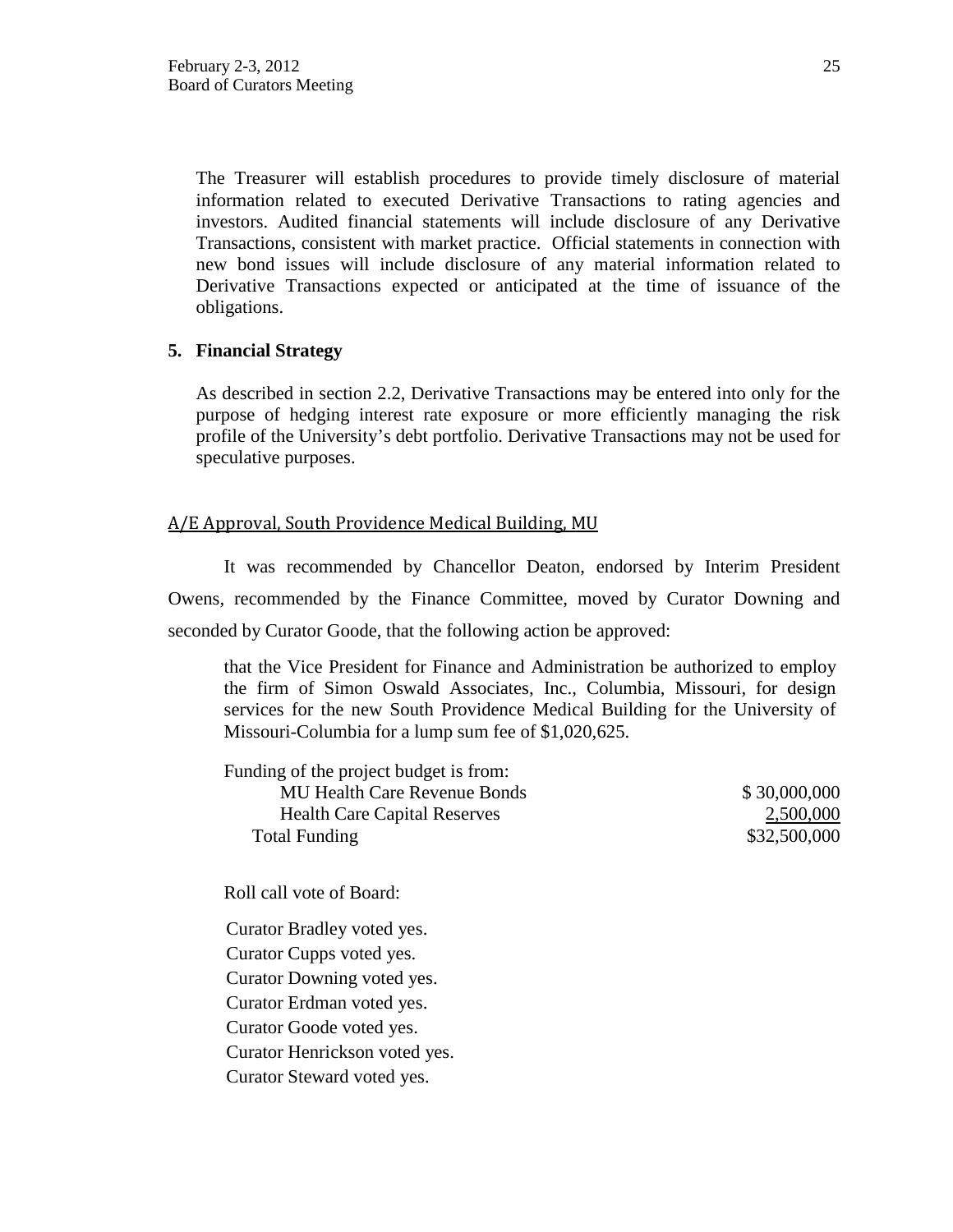The Treasurer will establish procedures to provide timely disclosure of material information related to executed Derivative Transactions to rating agencies and investors. Audited financial statements will include disclosure of any Derivative Transactions, consistent with market practice. Official statements in connection with new bond issues will include disclosure of any material information related to Derivative Transactions expected or anticipated at the time of issuance of the obligations.

**5. Financial Strategy**

As described in section 2.2, Derivative Transactions may be entered into only for the purpose of hedging interest rate exposure or more efficiently managing the risk profile of the University's debt portfolio. Derivative Transactions may not be used for speculative purposes.

A/E Approval, South Providence Medical Building, MU

It was recommended by Chancellor Deaton, endorsed by Interim President Owens, recommended by the Finance Committee, moved by Curator Downing and seconded by Curator Goode, that the following action be approved:

> that the Vice President for Finance and Administration be authorized to employ the firm of Simon Oswald Associates, Inc., Columbia, Missouri, for design services for the new South Providence Medical Building for the University of Missouri-Columbia for a lump sum fee of $1,020,625.

Funding of the project budget is from:

| | |
|---|---|
| MU Health Care Revenue Bonds | $ 30,000,000 |
| Health Care Capital Reserves | 2,500,000 |
| Total Funding | $32,500,000 |

Roll call vote of Board:

Curator Bradley voted yes.
Curator Cupps voted yes.
Curator Downing voted yes.
Curator Erdman voted yes.
Curator Goode voted yes.
Curator Henrickson voted yes.
Curator Steward voted yes.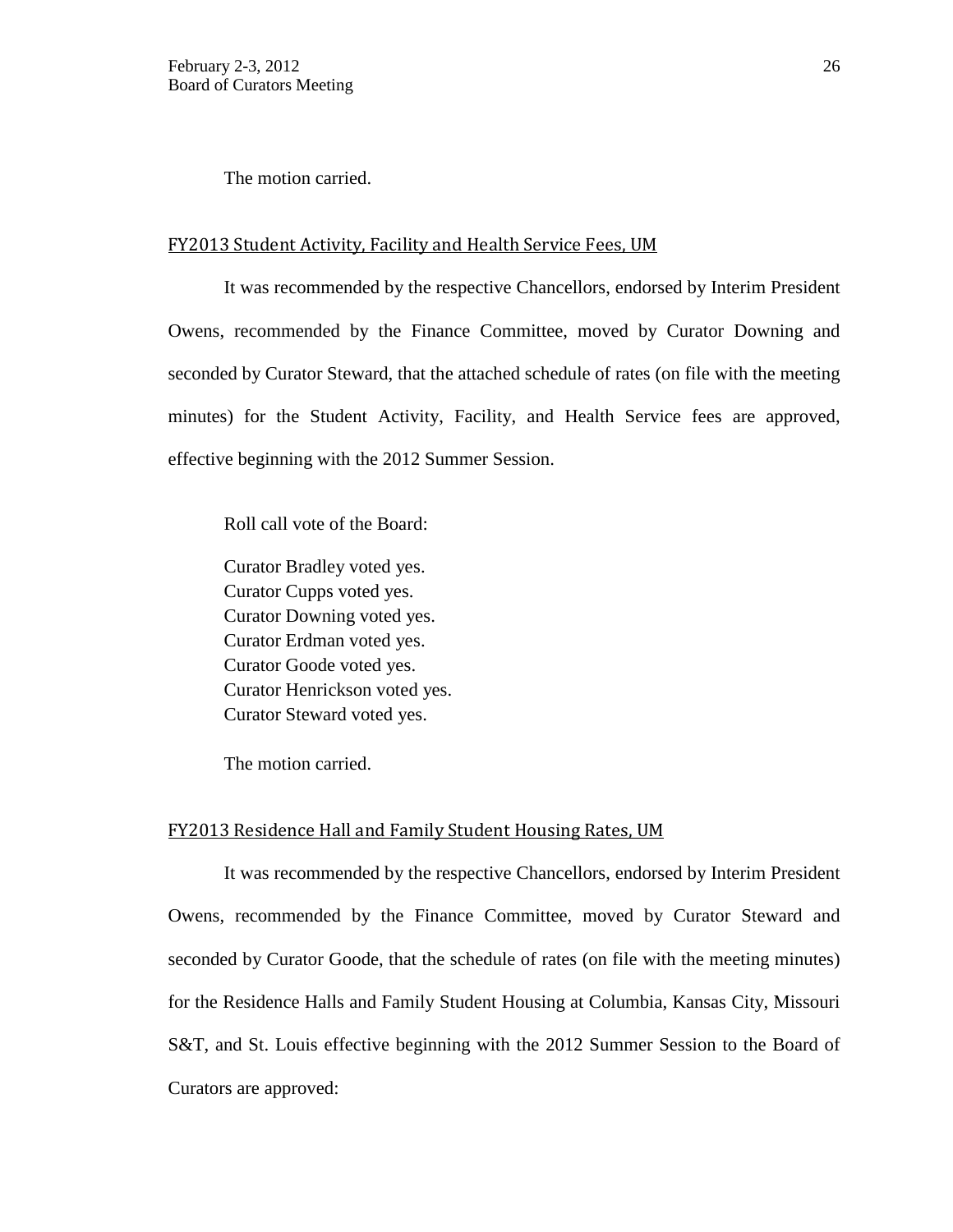The motion carried.

FY2013 Student Activity, Facility and Health Service Fees, UM

It was recommended by the respective Chancellors, endorsed by Interim President Owens, recommended by the Finance Committee, moved by Curator Downing and seconded by Curator Steward, that the attached schedule of rates (on file with the meeting minutes) for the Student Activity, Facility, and Health Service fees are approved, effective beginning with the 2012 Summer Session.

Roll call vote of the Board:

Curator Bradley voted yes.
Curator Cupps voted yes.
Curator Downing voted yes.
Curator Erdman voted yes.
Curator Goode voted yes.
Curator Henrickson voted yes.
Curator Steward voted yes.

The motion carried.

FY2013 Residence Hall and Family Student Housing Rates, UM

It was recommended by the respective Chancellors, endorsed by Interim President Owens, recommended by the Finance Committee, moved by Curator Steward and seconded by Curator Goode, that the schedule of rates (on file with the meeting minutes) for the Residence Halls and Family Student Housing at Columbia, Kansas City, Missouri S&T, and St. Louis effective beginning with the 2012 Summer Session to the Board of Curators are approved: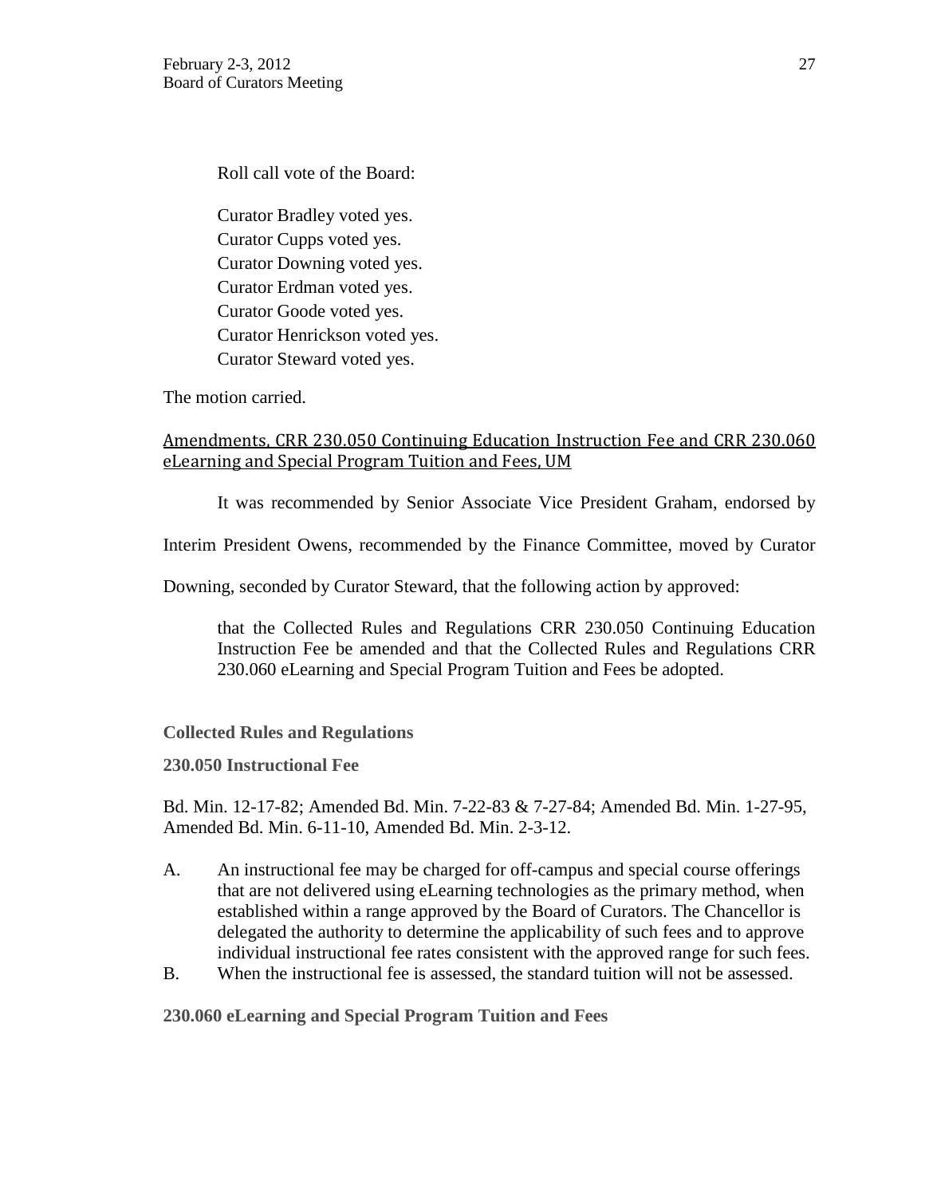Roll call vote of the Board:

Curator Bradley voted yes.
Curator Cupps voted yes.
Curator Downing voted yes.
Curator Erdman voted yes.
Curator Goode voted yes.
Curator Henrickson voted yes.
Curator Steward voted yes.

The motion carried.

<u>Amendments, CRR 230.050 Continuing Education Instruction Fee and CRR 230.060 eLearning and Special Program Tuition and Fees, UM</u>

It was recommended by Senior Associate Vice President Graham, endorsed by Interim President Owens, recommended by the Finance Committee, moved by Curator Downing, seconded by Curator Steward, that the following action by approved:

> that the Collected Rules and Regulations CRR 230.050 Continuing Education Instruction Fee be amended and that the Collected Rules and Regulations CRR 230.060 eLearning and Special Program Tuition and Fees be adopted.

**Collected Rules and Regulations**

**230.050 Instructional Fee**

Bd. Min. 12-17-82; Amended Bd. Min. 7-22-83 & 7-27-84; Amended Bd. Min. 1-27-95, Amended Bd. Min. 6-11-10, Amended Bd. Min. 2-3-12.

A. An instructional fee may be charged for off-campus and special course offerings that are not delivered using eLearning technologies as the primary method, when established within a range approved by the Board of Curators. The Chancellor is delegated the authority to determine the applicability of such fees and to approve individual instructional fee rates consistent with the approved range for such fees.

B. When the instructional fee is assessed, the standard tuition will not be assessed.

**230.060 eLearning and Special Program Tuition and Fees**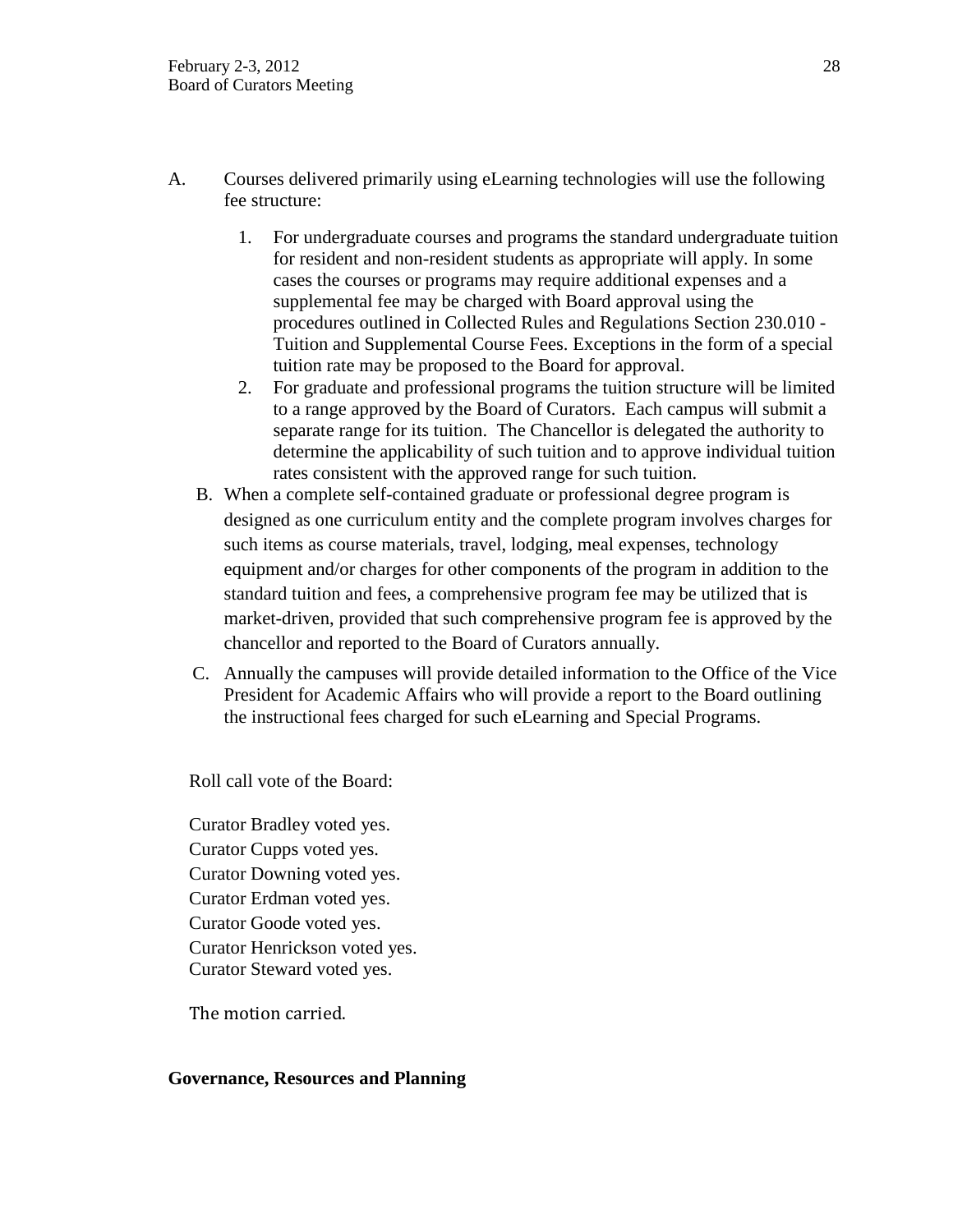A. Courses delivered primarily using eLearning technologies will use the following fee structure:

   1. For undergraduate courses and programs the standard undergraduate tuition for resident and non-resident students as appropriate will apply. In some cases the courses or programs may require additional expenses and a supplemental fee may be charged with Board approval using the procedures outlined in Collected Rules and Regulations Section 230.010 - Tuition and Supplemental Course Fees. Exceptions in the form of a special tuition rate may be proposed to the Board for approval.
   2. For graduate and professional programs the tuition structure will be limited to a range approved by the Board of Curators. Each campus will submit a separate range for its tuition. The Chancellor is delegated the authority to determine the applicability of such tuition and to approve individual tuition rates consistent with the approved range for such tuition.

B. When a complete self-contained graduate or professional degree program is designed as one curriculum entity and the complete program involves charges for such items as course materials, travel, lodging, meal expenses, technology equipment and/or charges for other components of the program in addition to the standard tuition and fees, a comprehensive program fee may be utilized that is market-driven, provided that such comprehensive program fee is approved by the chancellor and reported to the Board of Curators annually.

C. Annually the campuses will provide detailed information to the Office of the Vice President for Academic Affairs who will provide a report to the Board outlining the instructional fees charged for such eLearning and Special Programs.

Roll call vote of the Board:

Curator Bradley voted yes.
Curator Cupps voted yes.
Curator Downing voted yes.
Curator Erdman voted yes.
Curator Goode voted yes.
Curator Henrickson voted yes.
Curator Steward voted yes.

The motion carried.

**Governance, Resources and Planning**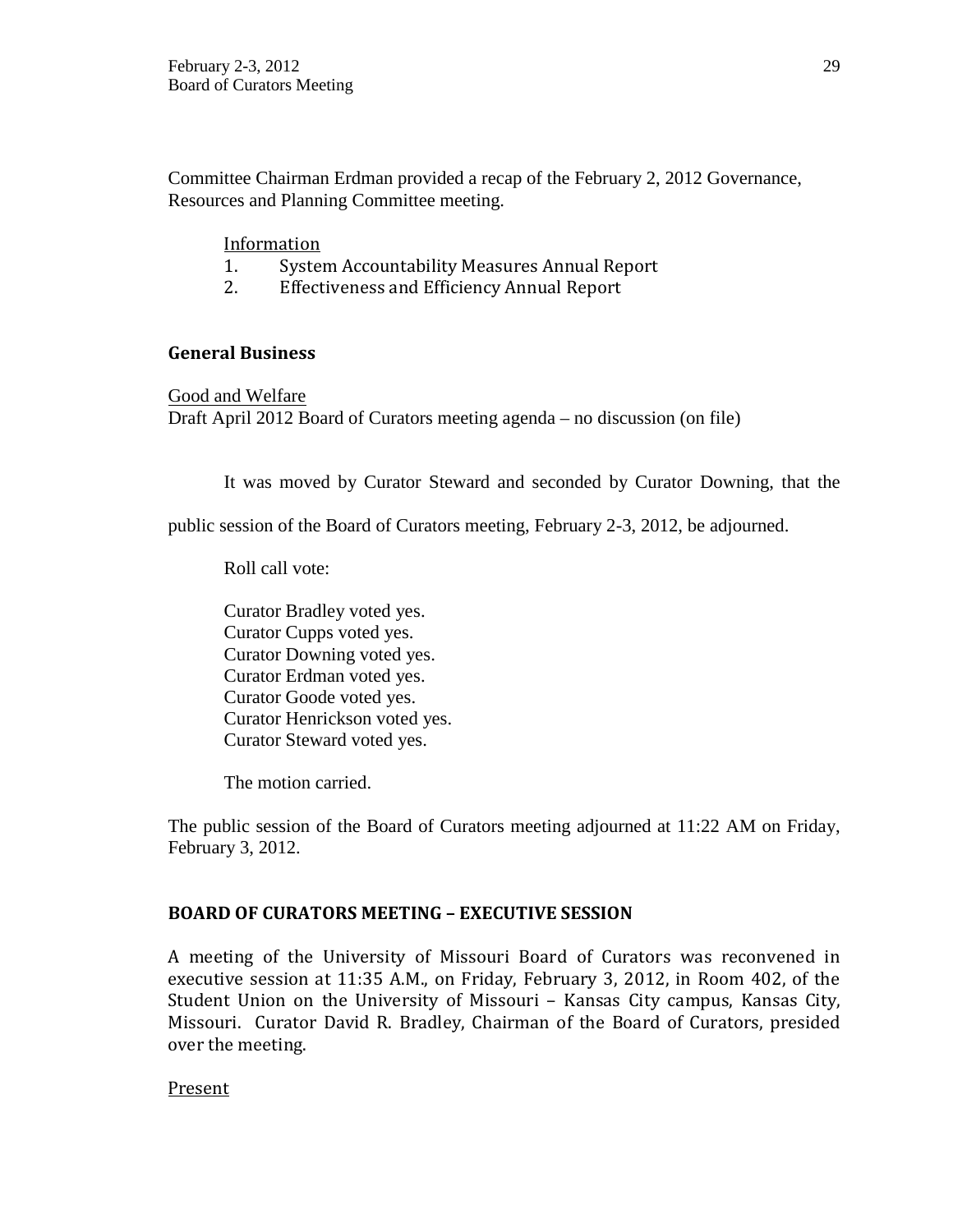Committee Chairman Erdman provided a recap of the February 2, 2012 Governance, Resources and Planning Committee meeting.

Information

1. System Accountability Measures Annual Report
2. Effectiveness and Efficiency Annual Report

## General Business

Good and Welfare

Draft April 2012 Board of Curators meeting agenda – no discussion (on file)

It was moved by Curator Steward and seconded by Curator Downing, that the public session of the Board of Curators meeting, February 2-3, 2012, be adjourned.

Roll call vote:

Curator Bradley voted yes.
Curator Cupps voted yes.
Curator Downing voted yes.
Curator Erdman voted yes.
Curator Goode voted yes.
Curator Henrickson voted yes.
Curator Steward voted yes.

The motion carried.

The public session of the Board of Curators meeting adjourned at 11:22 AM on Friday, February 3, 2012.

## BOARD OF CURATORS MEETING – EXECUTIVE SESSION

A meeting of the University of Missouri Board of Curators was reconvened in executive session at 11:35 A.M., on Friday, February 3, 2012, in Room 402, of the Student Union on the University of Missouri – Kansas City campus, Kansas City, Missouri. Curator David R. Bradley, Chairman of the Board of Curators, presided over the meeting.

Present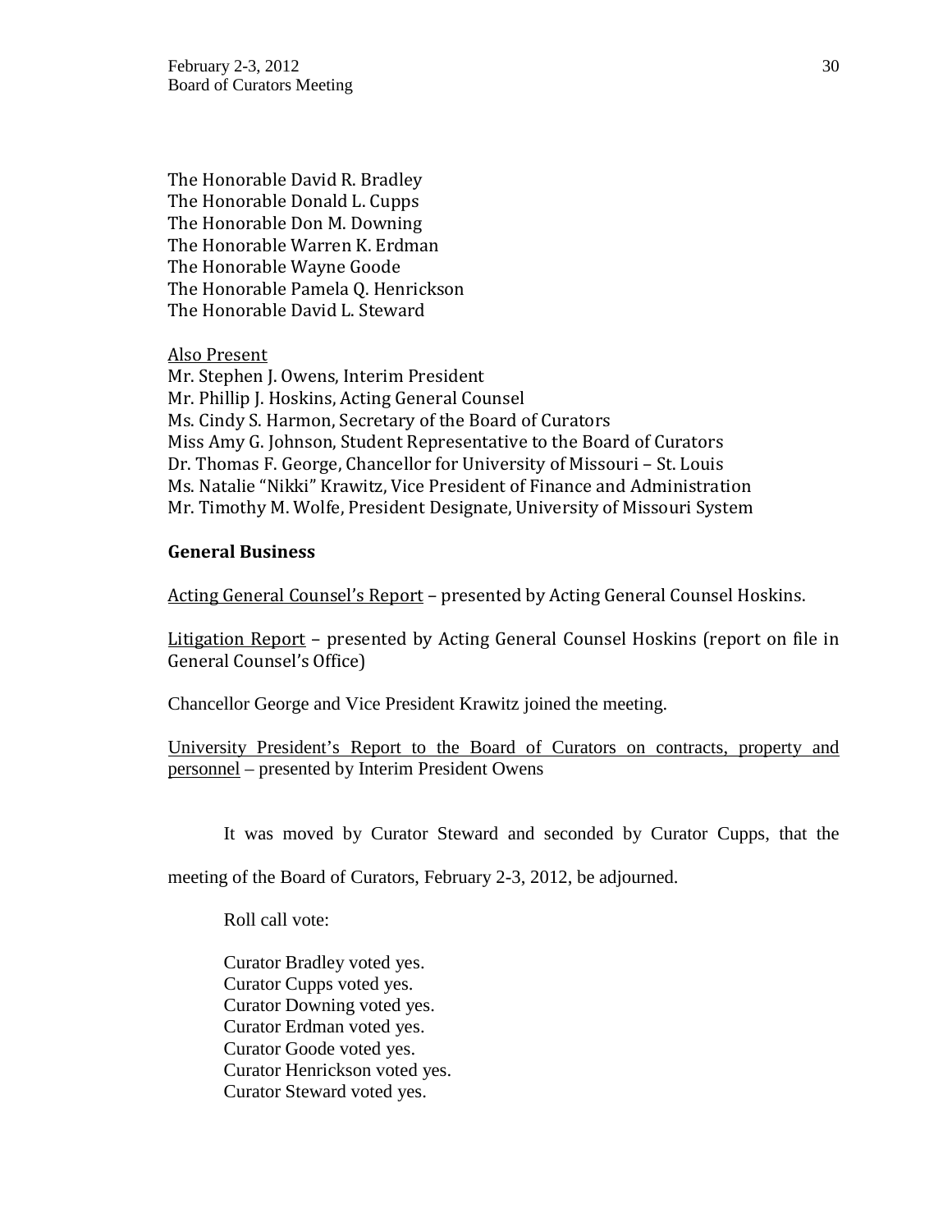The Honorable David R. Bradley
The Honorable Donald L. Cupps
The Honorable Don M. Downing
The Honorable Warren K. Erdman
The Honorable Wayne Goode
The Honorable Pamela Q. Henrickson
The Honorable David L. Steward

Also Present
Mr. Stephen J. Owens, Interim President
Mr. Phillip J. Hoskins, Acting General Counsel
Ms. Cindy S. Harmon, Secretary of the Board of Curators
Miss Amy G. Johnson, Student Representative to the Board of Curators
Dr. Thomas F. George, Chancellor for University of Missouri – St. Louis
Ms. Natalie "Nikki" Krawitz, Vice President of Finance and Administration
Mr. Timothy M. Wolfe, President Designate, University of Missouri System

**General Business**

Acting General Counsel's Report – presented by Acting General Counsel Hoskins.

Litigation Report – presented by Acting General Counsel Hoskins (report on file in General Counsel's Office)

Chancellor George and Vice President Krawitz joined the meeting.

University President's Report to the Board of Curators on contracts, property and personnel – presented by Interim President Owens

It was moved by Curator Steward and seconded by Curator Cupps, that the meeting of the Board of Curators, February 2-3, 2012, be adjourned.

Roll call vote:

Curator Bradley voted yes.
Curator Cupps voted yes.
Curator Downing voted yes.
Curator Erdman voted yes.
Curator Goode voted yes.
Curator Henrickson voted yes.
Curator Steward voted yes.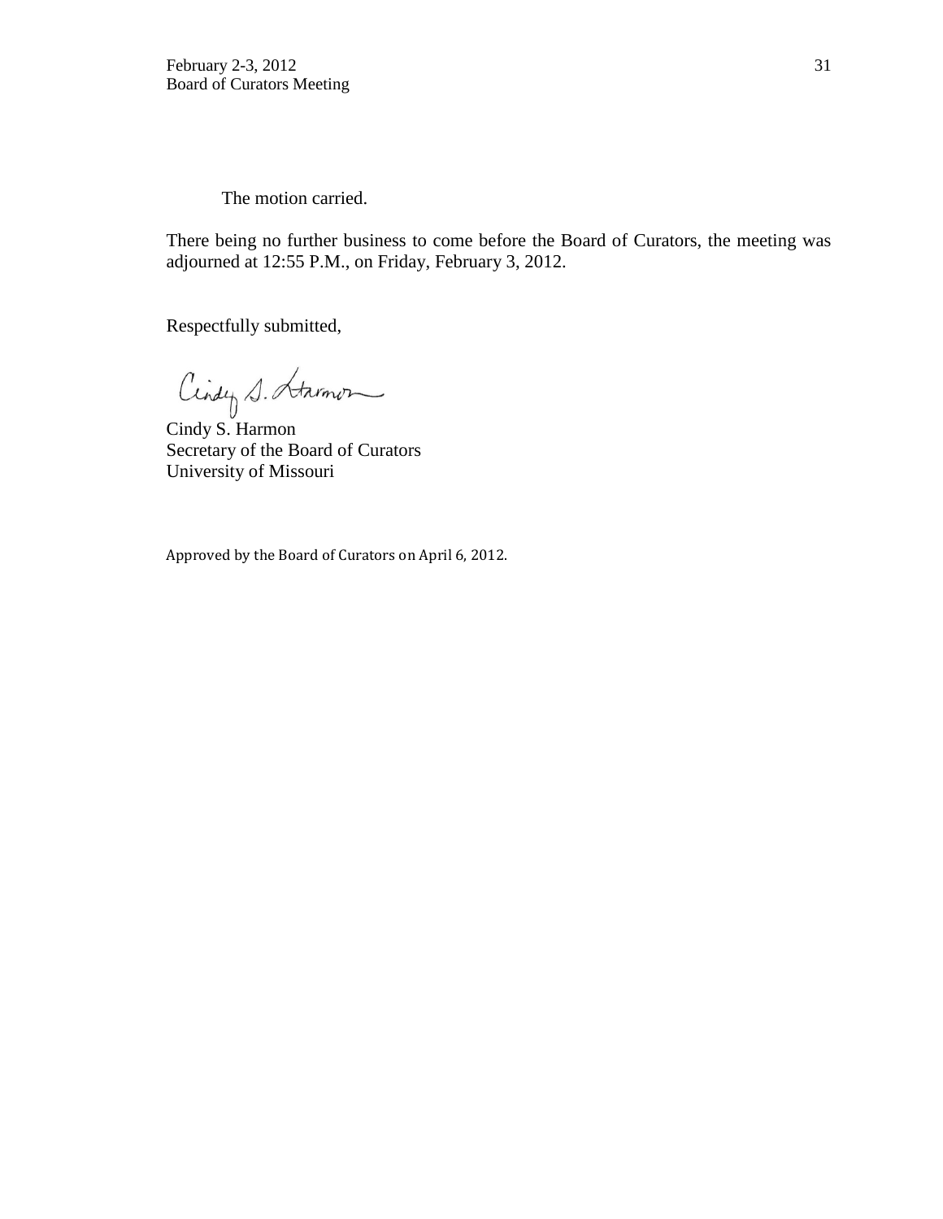The motion carried.

There being no further business to come before the Board of Curators, the meeting was adjourned at 12:55 P.M., on Friday, February 3, 2012.

Respectfully submitted,

Cindy S. Harmon

Cindy S. Harmon
Secretary of the Board of Curators
University of Missouri

Approved by the Board of Curators on April 6, 2012.